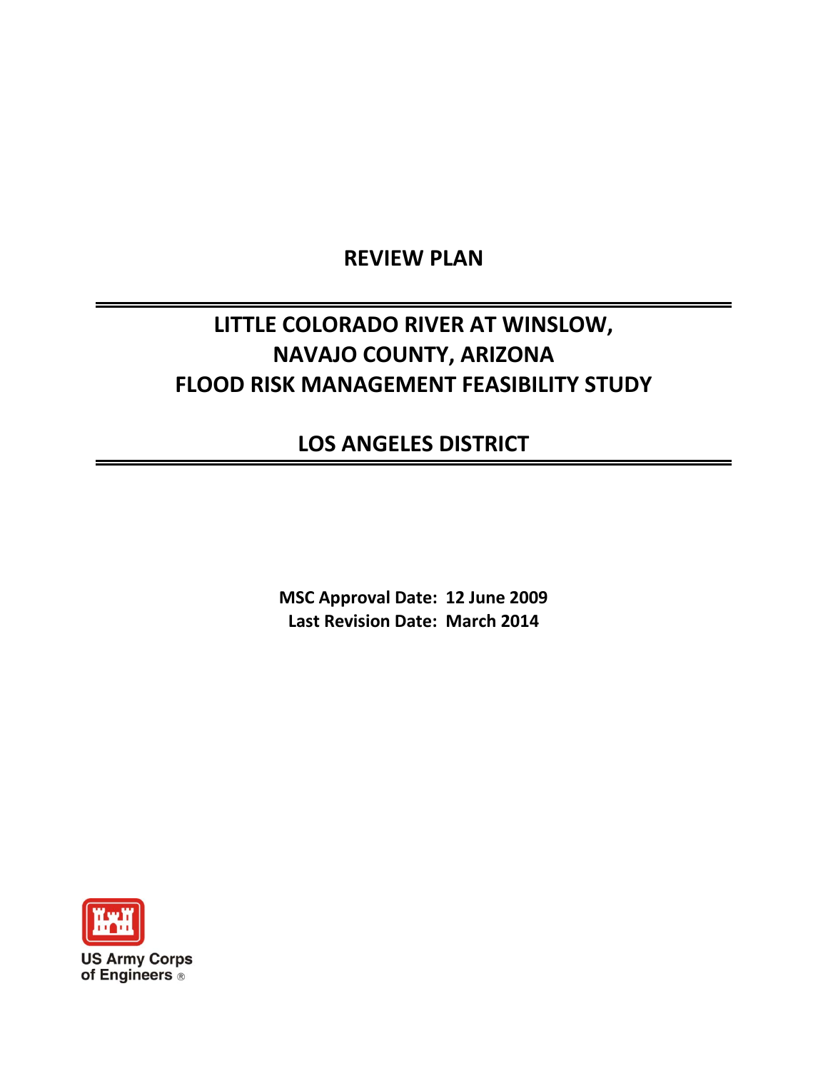# REVIEW PLAN

# LITTLE COLORADO RIVER AT WINSLOW, NAVAJO COUNTY, ARIZONA FLOOD RISK MANAGEMENT FEASIBILITY STUDY

## LOS ANGELES DISTRICT

**MSC Approval Date: 12 June 2009**
**Last Revision Date: March 2014**

US Army Corps of Engineers ®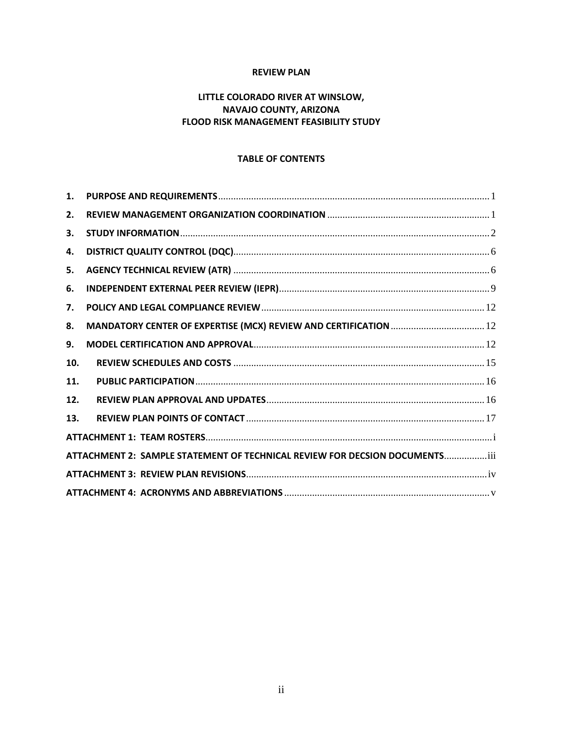**REVIEW PLAN**

**LITTLE COLORADO RIVER AT WINSLOW, NAVAJO COUNTY, ARIZONA FLOOD RISK MANAGEMENT FEASIBILITY STUDY**

**TABLE OF CONTENTS**

| | | |
|---|---|---|
| **1.** | **PURPOSE AND REQUIREMENTS** | 1 |
| **2.** | **REVIEW MANAGEMENT ORGANIZATION COORDINATION** | 1 |
| **3.** | **STUDY INFORMATION** | 2 |
| **4.** | **DISTRICT QUALITY CONTROL (DQC)** | 6 |
| **5.** | **AGENCY TECHNICAL REVIEW (ATR)** | 6 |
| **6.** | **INDEPENDENT EXTERNAL PEER REVIEW (IEPR)** | 9 |
| **7.** | **POLICY AND LEGAL COMPLIANCE REVIEW** | 12 |
| **8.** | **MANDATORY CENTER OF EXPERTISE (MCX) REVIEW AND CERTIFICATION** | 12 |
| **9.** | **MODEL CERTIFICATION AND APPROVAL** | 12 |
| **10.** | **REVIEW SCHEDULES AND COSTS** | 15 |
| **11.** | **PUBLIC PARTICIPATION** | 16 |
| **12.** | **REVIEW PLAN APPROVAL AND UPDATES** | 16 |
| **13.** | **REVIEW PLAN POINTS OF CONTACT** | 17 |
| | **ATTACHMENT 1: TEAM ROSTERS** | i |
| | **ATTACHMENT 2: SAMPLE STATEMENT OF TECHNICAL REVIEW FOR DECSION DOCUMENTS** | iii |
| | **ATTACHMENT 3: REVIEW PLAN REVISIONS** | iv |
| | **ATTACHMENT 4: ACRONYMS AND ABBREVIATIONS** | v |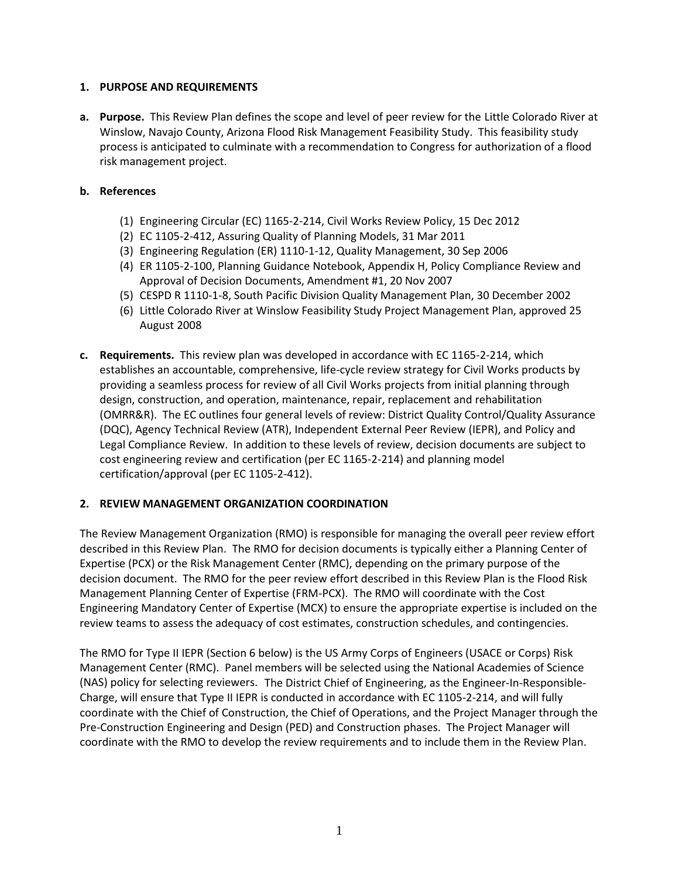## 1. PURPOSE AND REQUIREMENTS

**a. Purpose.** This Review Plan defines the scope and level of peer review for the Little Colorado River at Winslow, Navajo County, Arizona Flood Risk Management Feasibility Study. This feasibility study process is anticipated to culminate with a recommendation to Congress for authorization of a flood risk management project.

**b. References**

(1) Engineering Circular (EC) 1165-2-214, Civil Works Review Policy, 15 Dec 2012
(2) EC 1105-2-412, Assuring Quality of Planning Models, 31 Mar 2011
(3) Engineering Regulation (ER) 1110-1-12, Quality Management, 30 Sep 2006
(4) ER 1105-2-100, Planning Guidance Notebook, Appendix H, Policy Compliance Review and Approval of Decision Documents, Amendment #1, 20 Nov 2007
(5) CESPD R 1110-1-8, South Pacific Division Quality Management Plan, 30 December 2002
(6) Little Colorado River at Winslow Feasibility Study Project Management Plan, approved 25 August 2008

**c. Requirements.** This review plan was developed in accordance with EC 1165-2-214, which establishes an accountable, comprehensive, life-cycle review strategy for Civil Works products by providing a seamless process for review of all Civil Works projects from initial planning through design, construction, and operation, maintenance, repair, replacement and rehabilitation (OMRR&R). The EC outlines four general levels of review: District Quality Control/Quality Assurance (DQC), Agency Technical Review (ATR), Independent External Peer Review (IEPR), and Policy and Legal Compliance Review. In addition to these levels of review, decision documents are subject to cost engineering review and certification (per EC 1165-2-214) and planning model certification/approval (per EC 1105-2-412).

## 2. REVIEW MANAGEMENT ORGANIZATION COORDINATION

The Review Management Organization (RMO) is responsible for managing the overall peer review effort described in this Review Plan. The RMO for decision documents is typically either a Planning Center of Expertise (PCX) or the Risk Management Center (RMC), depending on the primary purpose of the decision document. The RMO for the peer review effort described in this Review Plan is the Flood Risk Management Planning Center of Expertise (FRM-PCX). The RMO will coordinate with the Cost Engineering Mandatory Center of Expertise (MCX) to ensure the appropriate expertise is included on the review teams to assess the adequacy of cost estimates, construction schedules, and contingencies.

The RMO for Type II IEPR (Section 6 below) is the US Army Corps of Engineers (USACE or Corps) Risk Management Center (RMC). Panel members will be selected using the National Academies of Science (NAS) policy for selecting reviewers. The District Chief of Engineering, as the Engineer-In-Responsible-Charge, will ensure that Type II IEPR is conducted in accordance with EC 1105-2-214, and will fully coordinate with the Chief of Construction, the Chief of Operations, and the Project Manager through the Pre-Construction Engineering and Design (PED) and Construction phases. The Project Manager will coordinate with the RMO to develop the review requirements and to include them in the Review Plan.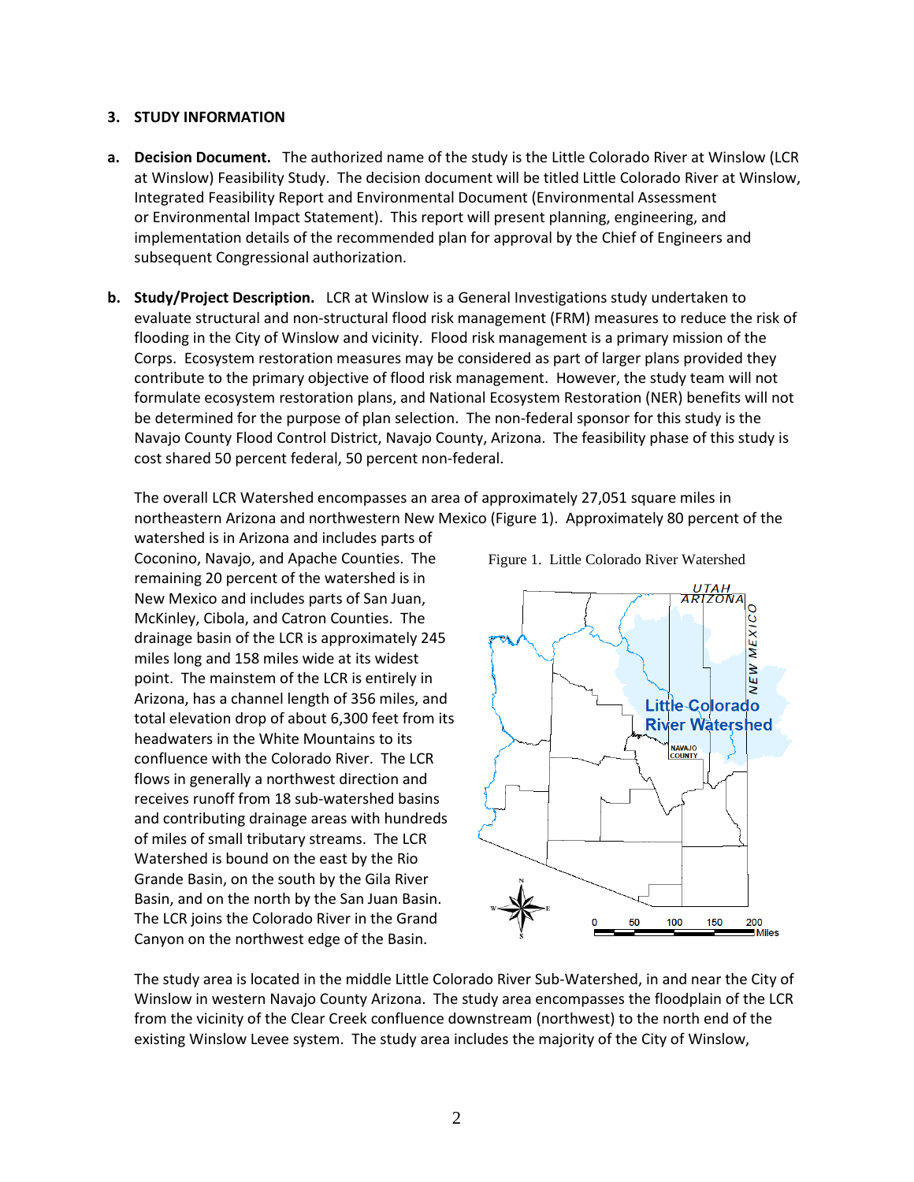## 3. STUDY INFORMATION

**a. Decision Document.** The authorized name of the study is the Little Colorado River at Winslow (LCR at Winslow) Feasibility Study. The decision document will be titled Little Colorado River at Winslow, Integrated Feasibility Report and Environmental Document (Environmental Assessment or Environmental Impact Statement). This report will present planning, engineering, and implementation details of the recommended plan for approval by the Chief of Engineers and subsequent Congressional authorization.

**b. Study/Project Description.** LCR at Winslow is a General Investigations study undertaken to evaluate structural and non-structural flood risk management (FRM) measures to reduce the risk of flooding in the City of Winslow and vicinity. Flood risk management is a primary mission of the Corps. Ecosystem restoration measures may be considered as part of larger plans provided they contribute to the primary objective of flood risk management. However, the study team will not formulate ecosystem restoration plans, and National Ecosystem Restoration (NER) benefits will not be determined for the purpose of plan selection. The non-federal sponsor for this study is the Navajo County Flood Control District, Navajo County, Arizona. The feasibility phase of this study is cost shared 50 percent federal, 50 percent non-federal.

The overall LCR Watershed encompasses an area of approximately 27,051 square miles in northeastern Arizona and northwestern New Mexico (Figure 1). Approximately 80 percent of the watershed is in Arizona and includes parts of Coconino, Navajo, and Apache Counties. The remaining 20 percent of the watershed is in New Mexico and includes parts of San Juan, McKinley, Cibola, and Catron Counties. The drainage basin of the LCR is approximately 245 miles long and 158 miles wide at its widest point. The mainstem of the LCR is entirely in Arizona, has a channel length of 356 miles, and total elevation drop of about 6,300 feet from its headwaters in the White Mountains to its confluence with the Colorado River. The LCR flows in generally a northwest direction and receives runoff from 18 sub-watershed basins and contributing drainage areas with hundreds of miles of small tributary streams. The LCR Watershed is bound on the east by the Rio Grande Basin, on the south by the Gila River Basin, and on the north by the San Juan Basin. The LCR joins the Colorado River in the Grand Canyon on the northwest edge of the Basin.

Figure 1. Little Colorado River Watershed

The study area is located in the middle Little Colorado River Sub-Watershed, in and near the City of Winslow in western Navajo County Arizona. The study area encompasses the floodplain of the LCR from the vicinity of the Clear Creek confluence downstream (northwest) to the north end of the existing Winslow Levee system. The study area includes the majority of the City of Winslow,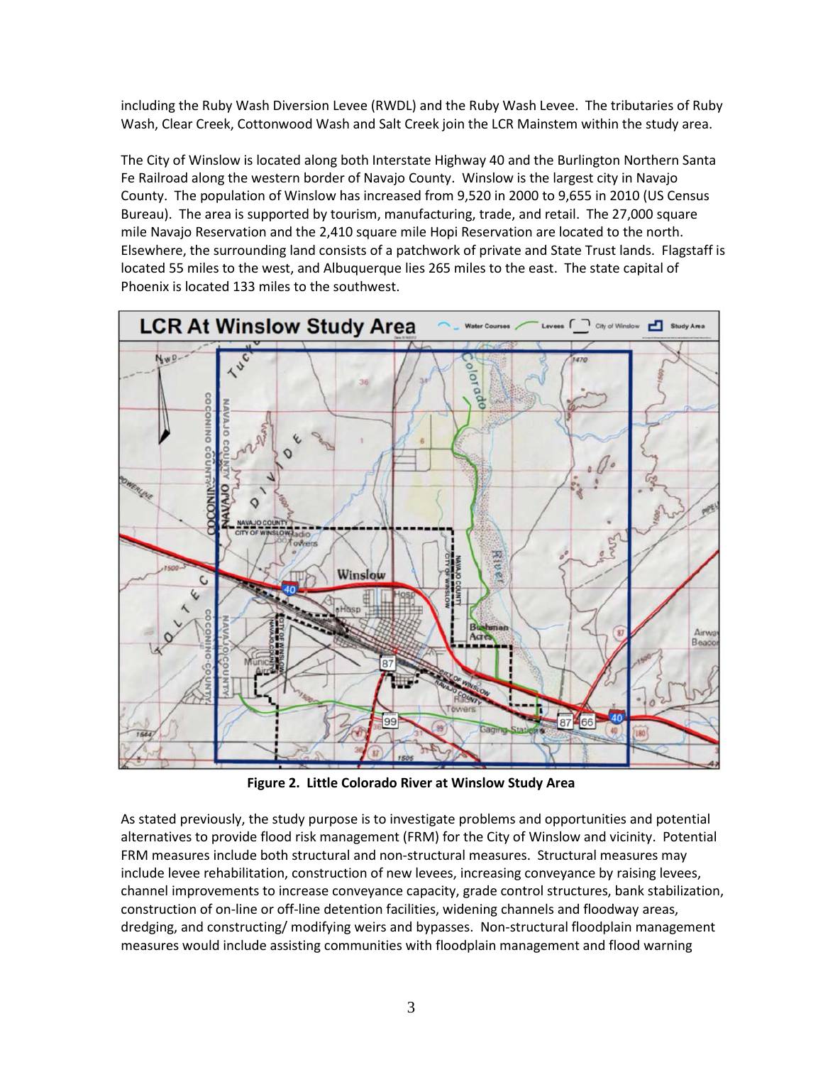including the Ruby Wash Diversion Levee (RWDL) and the Ruby Wash Levee. The tributaries of Ruby Wash, Clear Creek, Cottonwood Wash and Salt Creek join the LCR Mainstem within the study area.

The City of Winslow is located along both Interstate Highway 40 and the Burlington Northern Santa Fe Railroad along the western border of Navajo County. Winslow is the largest city in Navajo County. The population of Winslow has increased from 9,520 in 2000 to 9,655 in 2010 (US Census Bureau). The area is supported by tourism, manufacturing, trade, and retail. The 27,000 square mile Navajo Reservation and the 2,410 square mile Hopi Reservation are located to the north. Elsewhere, the surrounding land consists of a patchwork of private and State Trust lands. Flagstaff is located 55 miles to the west, and Albuquerque lies 265 miles to the east. The state capital of Phoenix is located 133 miles to the southwest.

**Figure 2. Little Colorado River at Winslow Study Area**

As stated previously, the study purpose is to investigate problems and opportunities and potential alternatives to provide flood risk management (FRM) for the City of Winslow and vicinity. Potential FRM measures include both structural and non-structural measures. Structural measures may include levee rehabilitation, construction of new levees, increasing conveyance by raising levees, channel improvements to increase conveyance capacity, grade control structures, bank stabilization, construction of on-line or off-line detention facilities, widening channels and floodway areas, dredging, and constructing/ modifying weirs and bypasses. Non-structural floodplain management measures would include assisting communities with floodplain management and flood warning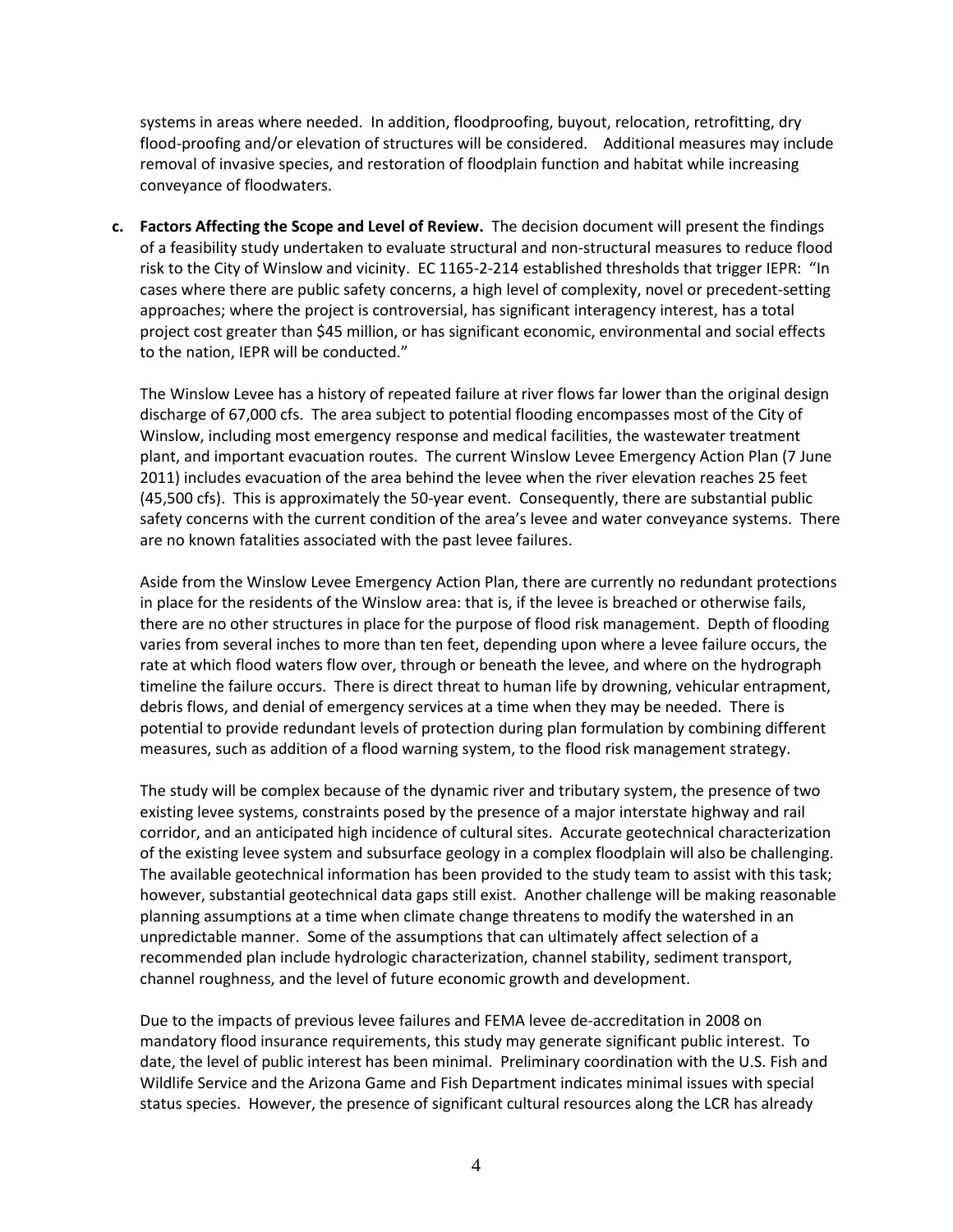systems in areas where needed. In addition, floodproofing, buyout, relocation, retrofitting, dry flood-proofing and/or elevation of structures will be considered. Additional measures may include removal of invasive species, and restoration of floodplain function and habitat while increasing conveyance of floodwaters.

**c. Factors Affecting the Scope and Level of Review.** The decision document will present the findings of a feasibility study undertaken to evaluate structural and non-structural measures to reduce flood risk to the City of Winslow and vicinity. EC 1165-2-214 established thresholds that trigger IEPR: "In cases where there are public safety concerns, a high level of complexity, novel or precedent-setting approaches; where the project is controversial, has significant interagency interest, has a total project cost greater than $45 million, or has significant economic, environmental and social effects to the nation, IEPR will be conducted."

The Winslow Levee has a history of repeated failure at river flows far lower than the original design discharge of 67,000 cfs. The area subject to potential flooding encompasses most of the City of Winslow, including most emergency response and medical facilities, the wastewater treatment plant, and important evacuation routes. The current Winslow Levee Emergency Action Plan (7 June 2011) includes evacuation of the area behind the levee when the river elevation reaches 25 feet (45,500 cfs). This is approximately the 50-year event. Consequently, there are substantial public safety concerns with the current condition of the area's levee and water conveyance systems. There are no known fatalities associated with the past levee failures.

Aside from the Winslow Levee Emergency Action Plan, there are currently no redundant protections in place for the residents of the Winslow area: that is, if the levee is breached or otherwise fails, there are no other structures in place for the purpose of flood risk management. Depth of flooding varies from several inches to more than ten feet, depending upon where a levee failure occurs, the rate at which flood waters flow over, through or beneath the levee, and where on the hydrograph timeline the failure occurs. There is direct threat to human life by drowning, vehicular entrapment, debris flows, and denial of emergency services at a time when they may be needed. There is potential to provide redundant levels of protection during plan formulation by combining different measures, such as addition of a flood warning system, to the flood risk management strategy.

The study will be complex because of the dynamic river and tributary system, the presence of two existing levee systems, constraints posed by the presence of a major interstate highway and rail corridor, and an anticipated high incidence of cultural sites. Accurate geotechnical characterization of the existing levee system and subsurface geology in a complex floodplain will also be challenging. The available geotechnical information has been provided to the study team to assist with this task; however, substantial geotechnical data gaps still exist. Another challenge will be making reasonable planning assumptions at a time when climate change threatens to modify the watershed in an unpredictable manner. Some of the assumptions that can ultimately affect selection of a recommended plan include hydrologic characterization, channel stability, sediment transport, channel roughness, and the level of future economic growth and development.

Due to the impacts of previous levee failures and FEMA levee de-accreditation in 2008 on mandatory flood insurance requirements, this study may generate significant public interest. To date, the level of public interest has been minimal. Preliminary coordination with the U.S. Fish and Wildlife Service and the Arizona Game and Fish Department indicates minimal issues with special status species. However, the presence of significant cultural resources along the LCR has already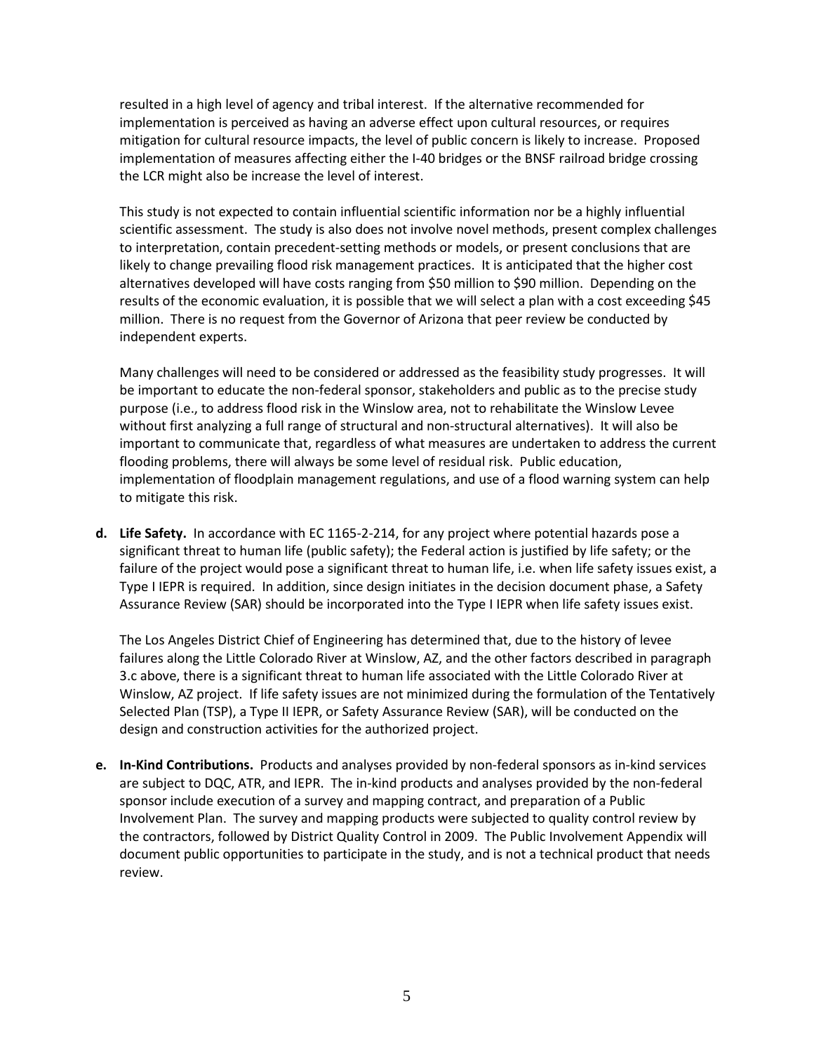resulted in a high level of agency and tribal interest. If the alternative recommended for implementation is perceived as having an adverse effect upon cultural resources, or requires mitigation for cultural resource impacts, the level of public concern is likely to increase. Proposed implementation of measures affecting either the I-40 bridges or the BNSF railroad bridge crossing the LCR might also be increase the level of interest.

This study is not expected to contain influential scientific information nor be a highly influential scientific assessment. The study is also does not involve novel methods, present complex challenges to interpretation, contain precedent-setting methods or models, or present conclusions that are likely to change prevailing flood risk management practices. It is anticipated that the higher cost alternatives developed will have costs ranging from $50 million to $90 million. Depending on the results of the economic evaluation, it is possible that we will select a plan with a cost exceeding $45 million. There is no request from the Governor of Arizona that peer review be conducted by independent experts.

Many challenges will need to be considered or addressed as the feasibility study progresses. It will be important to educate the non-federal sponsor, stakeholders and public as to the precise study purpose (i.e., to address flood risk in the Winslow area, not to rehabilitate the Winslow Levee without first analyzing a full range of structural and non-structural alternatives). It will also be important to communicate that, regardless of what measures are undertaken to address the current flooding problems, there will always be some level of residual risk. Public education, implementation of floodplain management regulations, and use of a flood warning system can help to mitigate this risk.

**d. Life Safety.** In accordance with EC 1165-2-214, for any project where potential hazards pose a significant threat to human life (public safety); the Federal action is justified by life safety; or the failure of the project would pose a significant threat to human life, i.e. when life safety issues exist, a Type I IEPR is required. In addition, since design initiates in the decision document phase, a Safety Assurance Review (SAR) should be incorporated into the Type I IEPR when life safety issues exist.

The Los Angeles District Chief of Engineering has determined that, due to the history of levee failures along the Little Colorado River at Winslow, AZ, and the other factors described in paragraph 3.c above, there is a significant threat to human life associated with the Little Colorado River at Winslow, AZ project. If life safety issues are not minimized during the formulation of the Tentatively Selected Plan (TSP), a Type II IEPR, or Safety Assurance Review (SAR), will be conducted on the design and construction activities for the authorized project.

**e. In-Kind Contributions.** Products and analyses provided by non-federal sponsors as in-kind services are subject to DQC, ATR, and IEPR. The in-kind products and analyses provided by the non-federal sponsor include execution of a survey and mapping contract, and preparation of a Public Involvement Plan. The survey and mapping products were subjected to quality control review by the contractors, followed by District Quality Control in 2009. The Public Involvement Appendix will document public opportunities to participate in the study, and is not a technical product that needs review.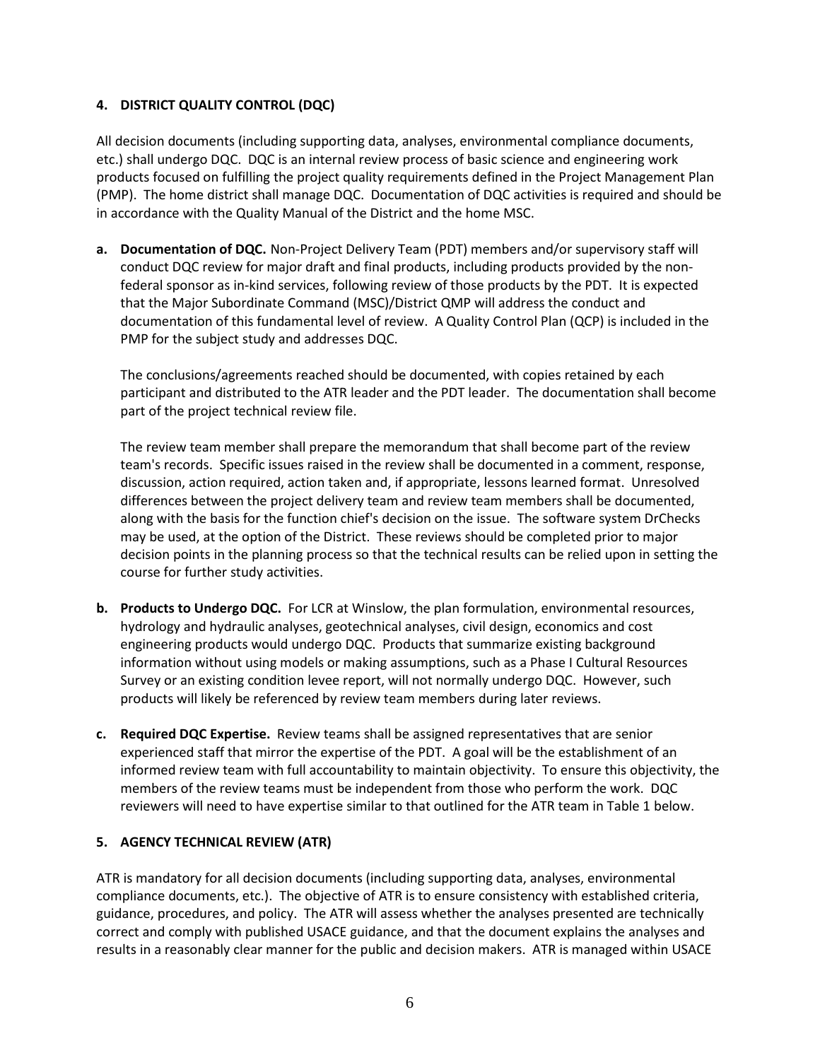## 4. DISTRICT QUALITY CONTROL (DQC)

All decision documents (including supporting data, analyses, environmental compliance documents, etc.) shall undergo DQC. DQC is an internal review process of basic science and engineering work products focused on fulfilling the project quality requirements defined in the Project Management Plan (PMP). The home district shall manage DQC. Documentation of DQC activities is required and should be in accordance with the Quality Manual of the District and the home MSC.

**a. Documentation of DQC.** Non-Project Delivery Team (PDT) members and/or supervisory staff will conduct DQC review for major draft and final products, including products provided by the non-federal sponsor as in-kind services, following review of those products by the PDT. It is expected that the Major Subordinate Command (MSC)/District QMP will address the conduct and documentation of this fundamental level of review. A Quality Control Plan (QCP) is included in the PMP for the subject study and addresses DQC.

The conclusions/agreements reached should be documented, with copies retained by each participant and distributed to the ATR leader and the PDT leader. The documentation shall become part of the project technical review file.

The review team member shall prepare the memorandum that shall become part of the review team's records. Specific issues raised in the review shall be documented in a comment, response, discussion, action required, action taken and, if appropriate, lessons learned format. Unresolved differences between the project delivery team and review team members shall be documented, along with the basis for the function chief's decision on the issue. The software system DrChecks may be used, at the option of the District. These reviews should be completed prior to major decision points in the planning process so that the technical results can be relied upon in setting the course for further study activities.

**b. Products to Undergo DQC.** For LCR at Winslow, the plan formulation, environmental resources, hydrology and hydraulic analyses, geotechnical analyses, civil design, economics and cost engineering products would undergo DQC. Products that summarize existing background information without using models or making assumptions, such as a Phase I Cultural Resources Survey or an existing condition levee report, will not normally undergo DQC. However, such products will likely be referenced by review team members during later reviews.

**c. Required DQC Expertise.** Review teams shall be assigned representatives that are senior experienced staff that mirror the expertise of the PDT. A goal will be the establishment of an informed review team with full accountability to maintain objectivity. To ensure this objectivity, the members of the review teams must be independent from those who perform the work. DQC reviewers will need to have expertise similar to that outlined for the ATR team in Table 1 below.

## 5. AGENCY TECHNICAL REVIEW (ATR)

ATR is mandatory for all decision documents (including supporting data, analyses, environmental compliance documents, etc.). The objective of ATR is to ensure consistency with established criteria, guidance, procedures, and policy. The ATR will assess whether the analyses presented are technically correct and comply with published USACE guidance, and that the document explains the analyses and results in a reasonably clear manner for the public and decision makers. ATR is managed within USACE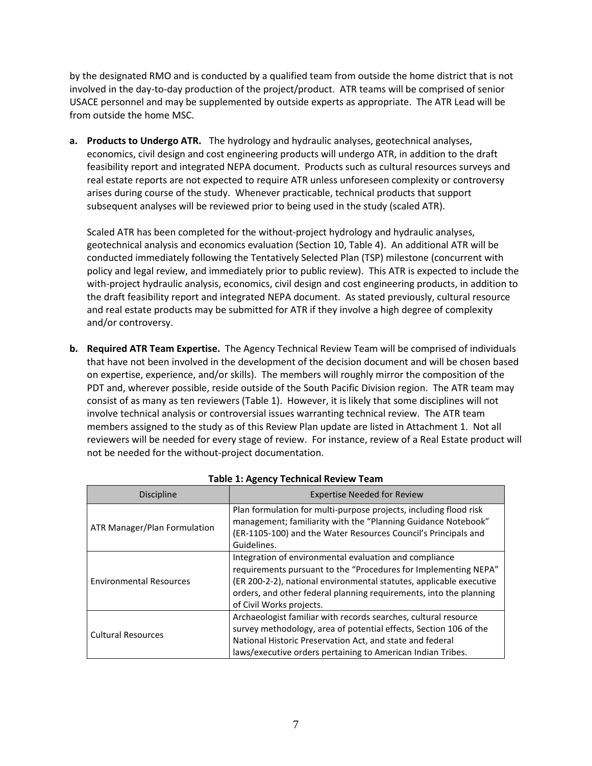by the designated RMO and is conducted by a qualified team from outside the home district that is not involved in the day-to-day production of the project/product. ATR teams will be comprised of senior USACE personnel and may be supplemented by outside experts as appropriate. The ATR Lead will be from outside the home MSC.

**a. Products to Undergo ATR.** The hydrology and hydraulic analyses, geotechnical analyses, economics, civil design and cost engineering products will undergo ATR, in addition to the draft feasibility report and integrated NEPA document. Products such as cultural resources surveys and real estate reports are not expected to require ATR unless unforeseen complexity or controversy arises during course of the study. Whenever practicable, technical products that support subsequent analyses will be reviewed prior to being used in the study (scaled ATR).

Scaled ATR has been completed for the without-project hydrology and hydraulic analyses, geotechnical analysis and economics evaluation (Section 10, Table 4). An additional ATR will be conducted immediately following the Tentatively Selected Plan (TSP) milestone (concurrent with policy and legal review, and immediately prior to public review). This ATR is expected to include the with-project hydraulic analysis, economics, civil design and cost engineering products, in addition to the draft feasibility report and integrated NEPA document. As stated previously, cultural resource and real estate products may be submitted for ATR if they involve a high degree of complexity and/or controversy.

**b. Required ATR Team Expertise.** The Agency Technical Review Team will be comprised of individuals that have not been involved in the development of the decision document and will be chosen based on expertise, experience, and/or skills). The members will roughly mirror the composition of the PDT and, wherever possible, reside outside of the South Pacific Division region. The ATR team may consist of as many as ten reviewers (Table 1). However, it is likely that some disciplines will not involve technical analysis or controversial issues warranting technical review. The ATR team members assigned to the study as of this Review Plan update are listed in Attachment 1. Not all reviewers will be needed for every stage of review. For instance, review of a Real Estate product will not be needed for the without-project documentation.

**Table 1: Agency Technical Review Team**

| Discipline | Expertise Needed for Review |
|---|---|
| ATR Manager/Plan Formulation | Plan formulation for multi-purpose projects, including flood risk management; familiarity with the "Planning Guidance Notebook" (ER-1105-100) and the Water Resources Council's Principals and Guidelines. |
| Environmental Resources | Integration of environmental evaluation and compliance requirements pursuant to the "Procedures for Implementing NEPA" (ER 200-2-2), national environmental statutes, applicable executive orders, and other federal planning requirements, into the planning of Civil Works projects. |
| Cultural Resources | Archaeologist familiar with records searches, cultural resource survey methodology, area of potential effects, Section 106 of the National Historic Preservation Act, and state and federal laws/executive orders pertaining to American Indian Tribes. |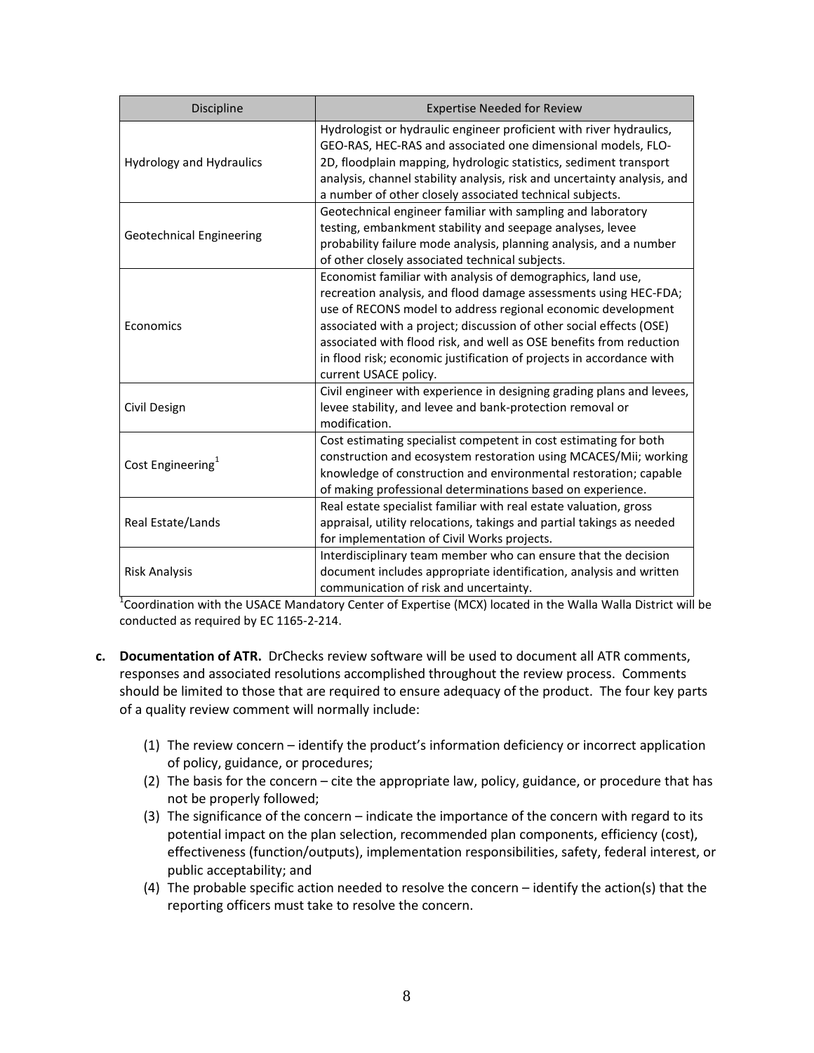| Discipline | Expertise Needed for Review |
|---|---|
| Hydrology and Hydraulics | Hydrologist or hydraulic engineer proficient with river hydraulics, GEO-RAS, HEC-RAS and associated one dimensional models, FLO-2D, floodplain mapping, hydrologic statistics, sediment transport analysis, channel stability analysis, risk and uncertainty analysis, and a number of other closely associated technical subjects. |
| Geotechnical Engineering | Geotechnical engineer familiar with sampling and laboratory testing, embankment stability and seepage analyses, levee probability failure mode analysis, planning analysis, and a number of other closely associated technical subjects. |
| Economics | Economist familiar with analysis of demographics, land use, recreation analysis, and flood damage assessments using HEC-FDA; use of RECONS model to address regional economic development associated with a project; discussion of other social effects (OSE) associated with flood risk, and well as OSE benefits from reduction in flood risk; economic justification of projects in accordance with current USACE policy. |
| Civil Design | Civil engineer with experience in designing grading plans and levees, levee stability, and levee and bank-protection removal or modification. |
| Cost Engineering[1] | Cost estimating specialist competent in cost estimating for both construction and ecosystem restoration using MCACES/Mii; working knowledge of construction and environmental restoration; capable of making professional determinations based on experience. |
| Real Estate/Lands | Real estate specialist familiar with real estate valuation, gross appraisal, utility relocations, takings and partial takings as needed for implementation of Civil Works projects. |
| Risk Analysis | Interdisciplinary team member who can ensure that the decision document includes appropriate identification, analysis and written communication of risk and uncertainty. |

[1]Coordination with the USACE Mandatory Center of Expertise (MCX) located in the Walla Walla District will be conducted as required by EC 1165-2-214.

**c. Documentation of ATR.** DrChecks review software will be used to document all ATR comments, responses and associated resolutions accomplished throughout the review process. Comments should be limited to those that are required to ensure adequacy of the product. The four key parts of a quality review comment will normally include:

(1) The review concern – identify the product's information deficiency or incorrect application of policy, guidance, or procedures;

(2) The basis for the concern – cite the appropriate law, policy, guidance, or procedure that has not be properly followed;

(3) The significance of the concern – indicate the importance of the concern with regard to its potential impact on the plan selection, recommended plan components, efficiency (cost), effectiveness (function/outputs), implementation responsibilities, safety, federal interest, or public acceptability; and

(4) The probable specific action needed to resolve the concern – identify the action(s) that the reporting officers must take to resolve the concern.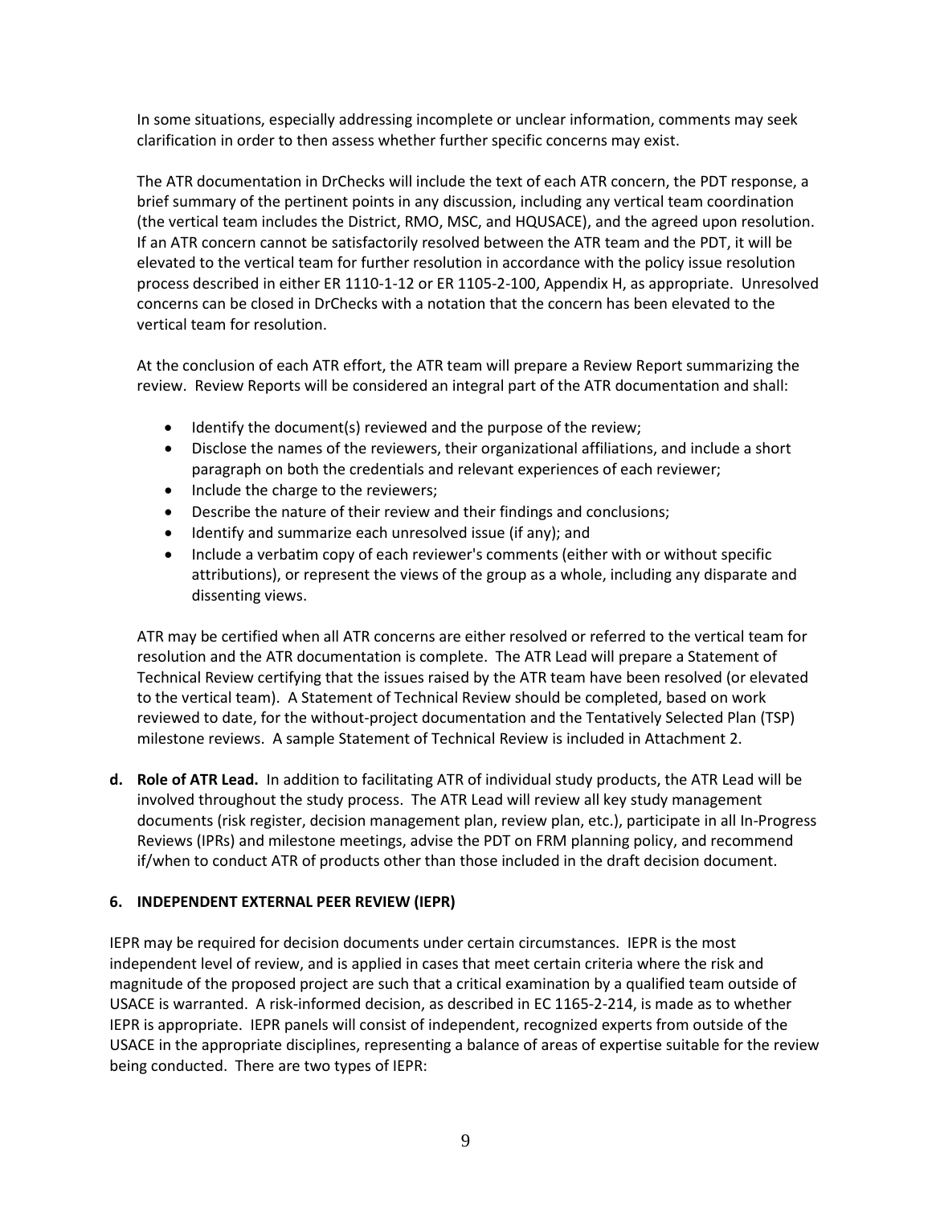In some situations, especially addressing incomplete or unclear information, comments may seek clarification in order to then assess whether further specific concerns may exist.

The ATR documentation in DrChecks will include the text of each ATR concern, the PDT response, a brief summary of the pertinent points in any discussion, including any vertical team coordination (the vertical team includes the District, RMO, MSC, and HQUSACE), and the agreed upon resolution. If an ATR concern cannot be satisfactorily resolved between the ATR team and the PDT, it will be elevated to the vertical team for further resolution in accordance with the policy issue resolution process described in either ER 1110-1-12 or ER 1105-2-100, Appendix H, as appropriate. Unresolved concerns can be closed in DrChecks with a notation that the concern has been elevated to the vertical team for resolution.

At the conclusion of each ATR effort, the ATR team will prepare a Review Report summarizing the review. Review Reports will be considered an integral part of the ATR documentation and shall:

- Identify the document(s) reviewed and the purpose of the review;
- Disclose the names of the reviewers, their organizational affiliations, and include a short paragraph on both the credentials and relevant experiences of each reviewer;
- Include the charge to the reviewers;
- Describe the nature of their review and their findings and conclusions;
- Identify and summarize each unresolved issue (if any); and
- Include a verbatim copy of each reviewer's comments (either with or without specific attributions), or represent the views of the group as a whole, including any disparate and dissenting views.

ATR may be certified when all ATR concerns are either resolved or referred to the vertical team for resolution and the ATR documentation is complete. The ATR Lead will prepare a Statement of Technical Review certifying that the issues raised by the ATR team have been resolved (or elevated to the vertical team). A Statement of Technical Review should be completed, based on work reviewed to date, for the without-project documentation and the Tentatively Selected Plan (TSP) milestone reviews. A sample Statement of Technical Review is included in Attachment 2.

**d. Role of ATR Lead.** In addition to facilitating ATR of individual study products, the ATR Lead will be involved throughout the study process. The ATR Lead will review all key study management documents (risk register, decision management plan, review plan, etc.), participate in all In-Progress Reviews (IPRs) and milestone meetings, advise the PDT on FRM planning policy, and recommend if/when to conduct ATR of products other than those included in the draft decision document.

## 6. INDEPENDENT EXTERNAL PEER REVIEW (IEPR)

IEPR may be required for decision documents under certain circumstances. IEPR is the most independent level of review, and is applied in cases that meet certain criteria where the risk and magnitude of the proposed project are such that a critical examination by a qualified team outside of USACE is warranted. A risk-informed decision, as described in EC 1165-2-214, is made as to whether IEPR is appropriate. IEPR panels will consist of independent, recognized experts from outside of the USACE in the appropriate disciplines, representing a balance of areas of expertise suitable for the review being conducted. There are two types of IEPR: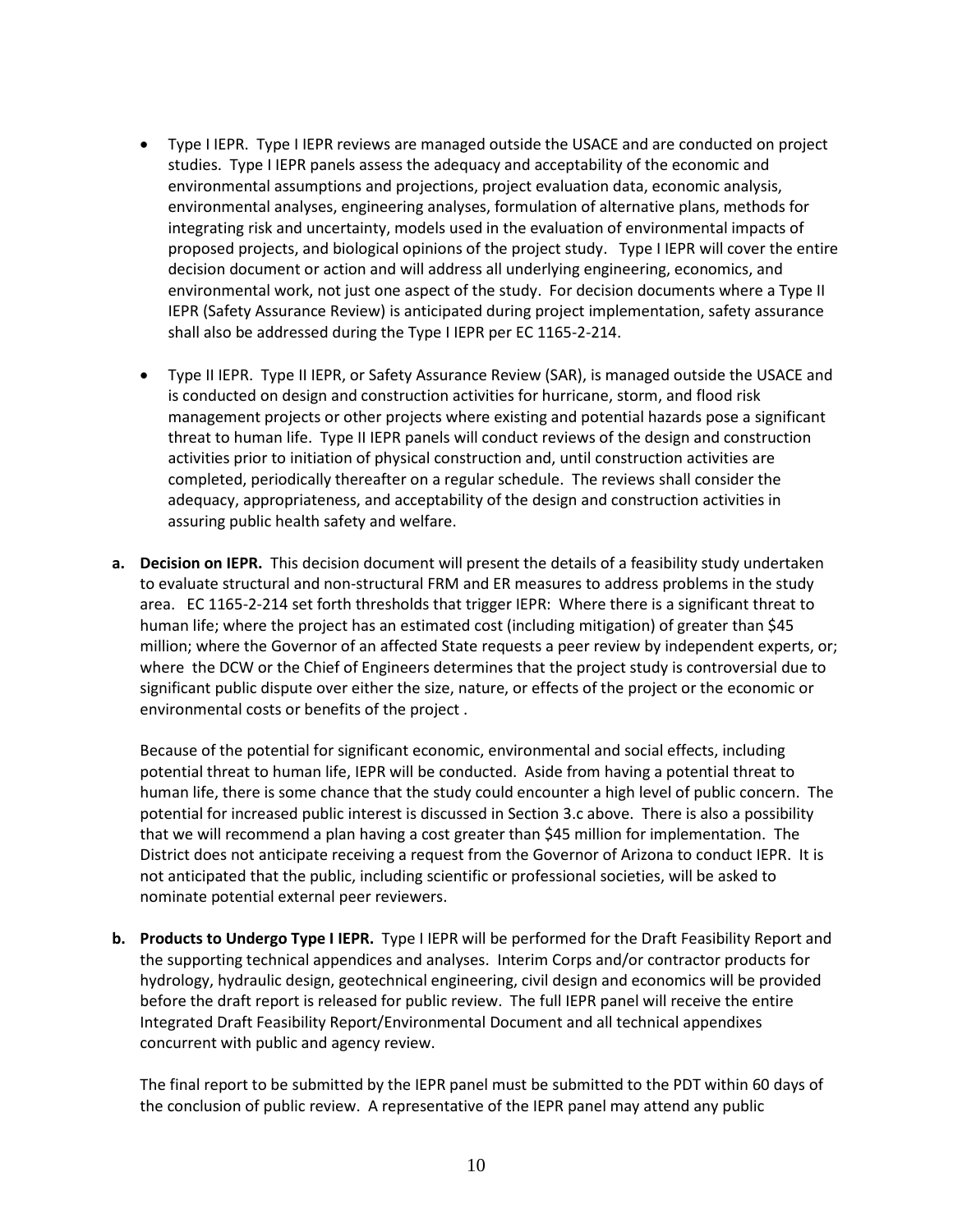- Type I IEPR. Type I IEPR reviews are managed outside the USACE and are conducted on project studies. Type I IEPR panels assess the adequacy and acceptability of the economic and environmental assumptions and projections, project evaluation data, economic analysis, environmental analyses, engineering analyses, formulation of alternative plans, methods for integrating risk and uncertainty, models used in the evaluation of environmental impacts of proposed projects, and biological opinions of the project study. Type I IEPR will cover the entire decision document or action and will address all underlying engineering, economics, and environmental work, not just one aspect of the study. For decision documents where a Type II IEPR (Safety Assurance Review) is anticipated during project implementation, safety assurance shall also be addressed during the Type I IEPR per EC 1165-2-214.

- Type II IEPR. Type II IEPR, or Safety Assurance Review (SAR), is managed outside the USACE and is conducted on design and construction activities for hurricane, storm, and flood risk management projects or other projects where existing and potential hazards pose a significant threat to human life. Type II IEPR panels will conduct reviews of the design and construction activities prior to initiation of physical construction and, until construction activities are completed, periodically thereafter on a regular schedule. The reviews shall consider the adequacy, appropriateness, and acceptability of the design and construction activities in assuring public health safety and welfare.

**a. Decision on IEPR.** This decision document will present the details of a feasibility study undertaken to evaluate structural and non-structural FRM and ER measures to address problems in the study area. EC 1165-2-214 set forth thresholds that trigger IEPR: Where there is a significant threat to human life; where the project has an estimated cost (including mitigation) of greater than $45 million; where the Governor of an affected State requests a peer review by independent experts, or; where the DCW or the Chief of Engineers determines that the project study is controversial due to significant public dispute over either the size, nature, or effects of the project or the economic or environmental costs or benefits of the project .

Because of the potential for significant economic, environmental and social effects, including potential threat to human life, IEPR will be conducted. Aside from having a potential threat to human life, there is some chance that the study could encounter a high level of public concern. The potential for increased public interest is discussed in Section 3.c above. There is also a possibility that we will recommend a plan having a cost greater than $45 million for implementation. The District does not anticipate receiving a request from the Governor of Arizona to conduct IEPR. It is not anticipated that the public, including scientific or professional societies, will be asked to nominate potential external peer reviewers.

**b. Products to Undergo Type I IEPR.** Type I IEPR will be performed for the Draft Feasibility Report and the supporting technical appendices and analyses. Interim Corps and/or contractor products for hydrology, hydraulic design, geotechnical engineering, civil design and economics will be provided before the draft report is released for public review. The full IEPR panel will receive the entire Integrated Draft Feasibility Report/Environmental Document and all technical appendixes concurrent with public and agency review.

The final report to be submitted by the IEPR panel must be submitted to the PDT within 60 days of the conclusion of public review. A representative of the IEPR panel may attend any public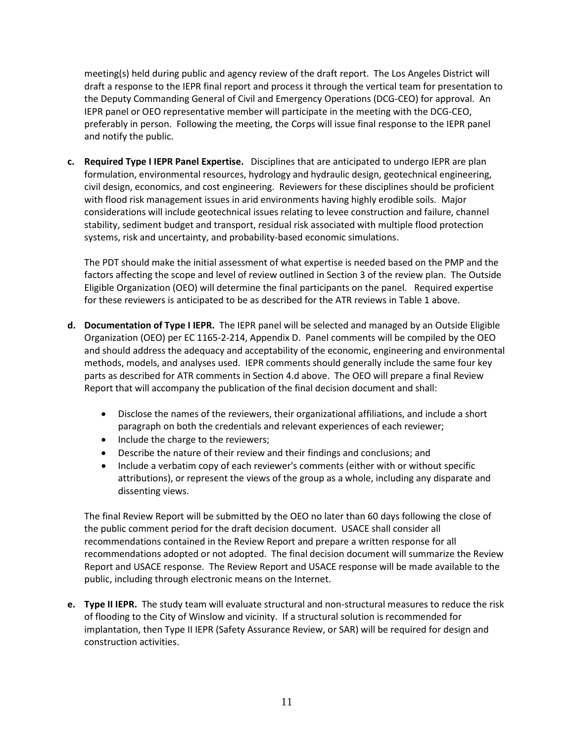meeting(s) held during public and agency review of the draft report. The Los Angeles District will draft a response to the IEPR final report and process it through the vertical team for presentation to the Deputy Commanding General of Civil and Emergency Operations (DCG-CEO) for approval. An IEPR panel or OEO representative member will participate in the meeting with the DCG-CEO, preferably in person. Following the meeting, the Corps will issue final response to the IEPR panel and notify the public.

**c. Required Type I IEPR Panel Expertise.** Disciplines that are anticipated to undergo IEPR are plan formulation, environmental resources, hydrology and hydraulic design, geotechnical engineering, civil design, economics, and cost engineering. Reviewers for these disciplines should be proficient with flood risk management issues in arid environments having highly erodible soils. Major considerations will include geotechnical issues relating to levee construction and failure, channel stability, sediment budget and transport, residual risk associated with multiple flood protection systems, risk and uncertainty, and probability-based economic simulations.

The PDT should make the initial assessment of what expertise is needed based on the PMP and the factors affecting the scope and level of review outlined in Section 3 of the review plan. The Outside Eligible Organization (OEO) will determine the final participants on the panel. Required expertise for these reviewers is anticipated to be as described for the ATR reviews in Table 1 above.

**d. Documentation of Type I IEPR.** The IEPR panel will be selected and managed by an Outside Eligible Organization (OEO) per EC 1165-2-214, Appendix D. Panel comments will be compiled by the OEO and should address the adequacy and acceptability of the economic, engineering and environmental methods, models, and analyses used. IEPR comments should generally include the same four key parts as described for ATR comments in Section 4.d above. The OEO will prepare a final Review Report that will accompany the publication of the final decision document and shall:

- Disclose the names of the reviewers, their organizational affiliations, and include a short paragraph on both the credentials and relevant experiences of each reviewer;
- Include the charge to the reviewers;
- Describe the nature of their review and their findings and conclusions; and
- Include a verbatim copy of each reviewer's comments (either with or without specific attributions), or represent the views of the group as a whole, including any disparate and dissenting views.

The final Review Report will be submitted by the OEO no later than 60 days following the close of the public comment period for the draft decision document. USACE shall consider all recommendations contained in the Review Report and prepare a written response for all recommendations adopted or not adopted. The final decision document will summarize the Review Report and USACE response. The Review Report and USACE response will be made available to the public, including through electronic means on the Internet.

**e. Type II IEPR.** The study team will evaluate structural and non-structural measures to reduce the risk of flooding to the City of Winslow and vicinity. If a structural solution is recommended for implantation, then Type II IEPR (Safety Assurance Review, or SAR) will be required for design and construction activities.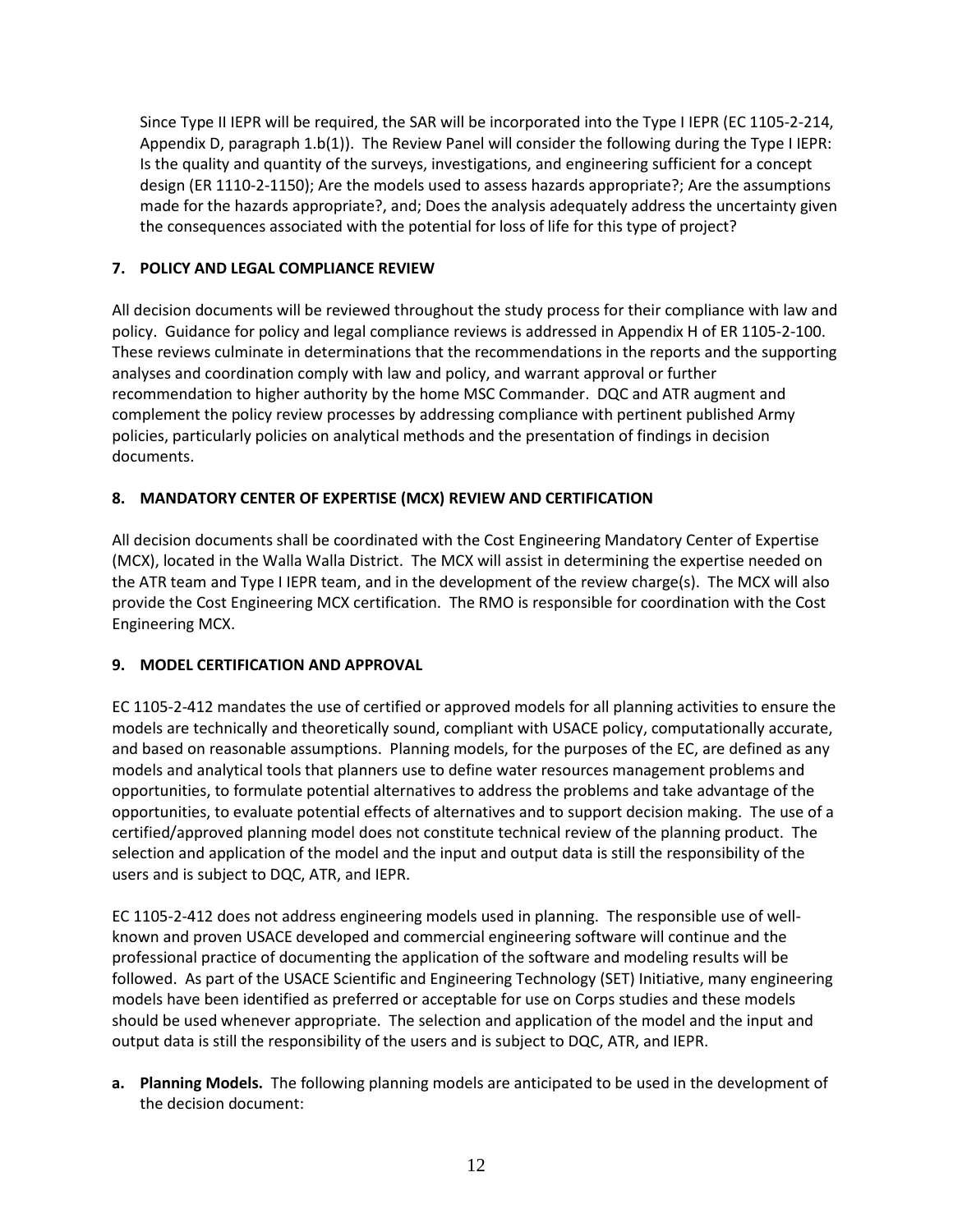Since Type II IEPR will be required, the SAR will be incorporated into the Type I IEPR (EC 1105-2-214, Appendix D, paragraph 1.b(1)). The Review Panel will consider the following during the Type I IEPR: Is the quality and quantity of the surveys, investigations, and engineering sufficient for a concept design (ER 1110-2-1150); Are the models used to assess hazards appropriate?; Are the assumptions made for the hazards appropriate?, and; Does the analysis adequately address the uncertainty given the consequences associated with the potential for loss of life for this type of project?

## 7. POLICY AND LEGAL COMPLIANCE REVIEW

All decision documents will be reviewed throughout the study process for their compliance with law and policy. Guidance for policy and legal compliance reviews is addressed in Appendix H of ER 1105-2-100. These reviews culminate in determinations that the recommendations in the reports and the supporting analyses and coordination comply with law and policy, and warrant approval or further recommendation to higher authority by the home MSC Commander. DQC and ATR augment and complement the policy review processes by addressing compliance with pertinent published Army policies, particularly policies on analytical methods and the presentation of findings in decision documents.

## 8. MANDATORY CENTER OF EXPERTISE (MCX) REVIEW AND CERTIFICATION

All decision documents shall be coordinated with the Cost Engineering Mandatory Center of Expertise (MCX), located in the Walla Walla District. The MCX will assist in determining the expertise needed on the ATR team and Type I IEPR team, and in the development of the review charge(s). The MCX will also provide the Cost Engineering MCX certification. The RMO is responsible for coordination with the Cost Engineering MCX.

## 9. MODEL CERTIFICATION AND APPROVAL

EC 1105-2-412 mandates the use of certified or approved models for all planning activities to ensure the models are technically and theoretically sound, compliant with USACE policy, computationally accurate, and based on reasonable assumptions. Planning models, for the purposes of the EC, are defined as any models and analytical tools that planners use to define water resources management problems and opportunities, to formulate potential alternatives to address the problems and take advantage of the opportunities, to evaluate potential effects of alternatives and to support decision making. The use of a certified/approved planning model does not constitute technical review of the planning product. The selection and application of the model and the input and output data is still the responsibility of the users and is subject to DQC, ATR, and IEPR.

EC 1105-2-412 does not address engineering models used in planning. The responsible use of well-known and proven USACE developed and commercial engineering software will continue and the professional practice of documenting the application of the software and modeling results will be followed. As part of the USACE Scientific and Engineering Technology (SET) Initiative, many engineering models have been identified as preferred or acceptable for use on Corps studies and these models should be used whenever appropriate. The selection and application of the model and the input and output data is still the responsibility of the users and is subject to DQC, ATR, and IEPR.

**a. Planning Models.** The following planning models are anticipated to be used in the development of the decision document: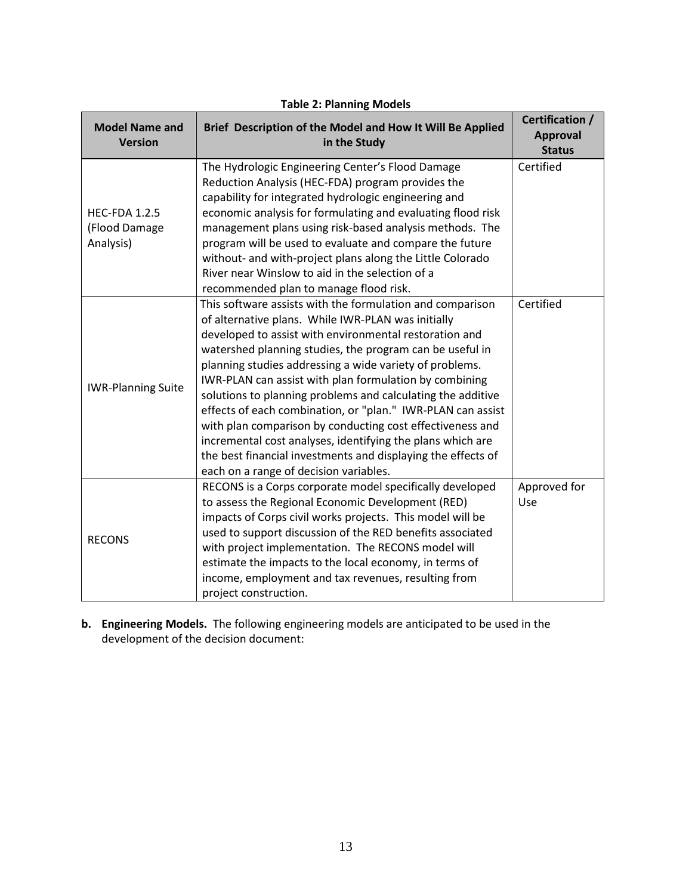**Table 2: Planning Models**

| Model Name and Version | Brief Description of the Model and How It Will Be Applied in the Study | Certification / Approval Status |
|---|---|---|
| HEC-FDA 1.2.5 (Flood Damage Analysis) | The Hydrologic Engineering Center's Flood Damage Reduction Analysis (HEC-FDA) program provides the capability for integrated hydrologic engineering and economic analysis for formulating and evaluating flood risk management plans using risk-based analysis methods. The program will be used to evaluate and compare the future without- and with-project plans along the Little Colorado River near Winslow to aid in the selection of a recommended plan to manage flood risk. | Certified |
| IWR-Planning Suite | This software assists with the formulation and comparison of alternative plans. While IWR-PLAN was initially developed to assist with environmental restoration and watershed planning studies, the program can be useful in planning studies addressing a wide variety of problems. IWR-PLAN can assist with plan formulation by combining solutions to planning problems and calculating the additive effects of each combination, or "plan." IWR-PLAN can assist with plan comparison by conducting cost effectiveness and incremental cost analyses, identifying the plans which are the best financial investments and displaying the effects of each on a range of decision variables. | Certified |
| RECONS | RECONS is a Corps corporate model specifically developed to assess the Regional Economic Development (RED) impacts of Corps civil works projects. This model will be used to support discussion of the RED benefits associated with project implementation. The RECONS model will estimate the impacts to the local economy, in terms of income, employment and tax revenues, resulting from project construction. | Approved for Use |

**b. Engineering Models.** The following engineering models are anticipated to be used in the development of the decision document: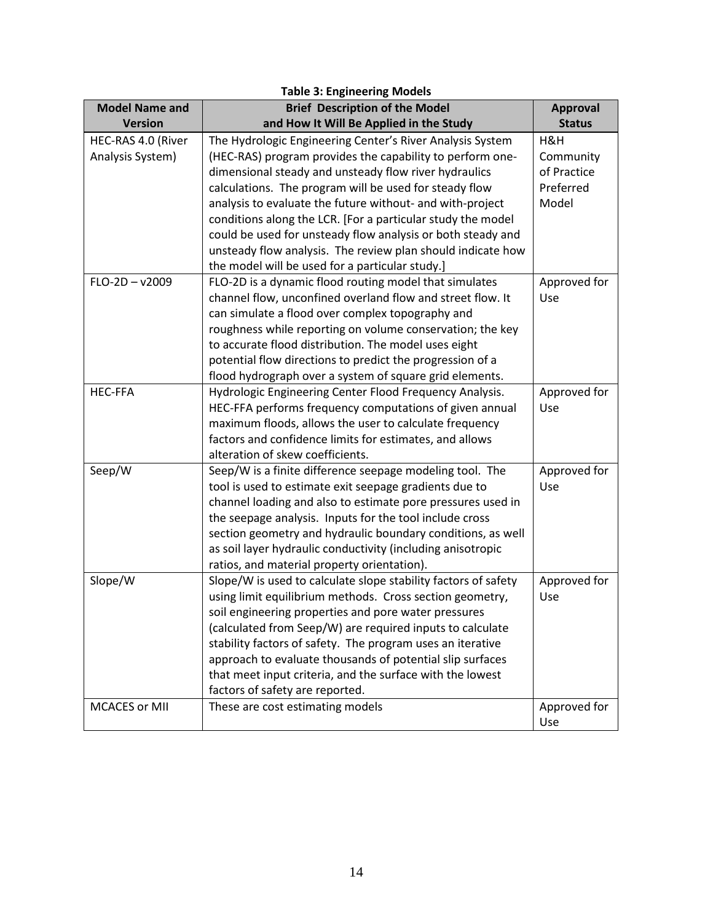**Table 3: Engineering Models**

| Model Name and Version | Brief Description of the Model and How It Will Be Applied in the Study | Approval Status |
|---|---|---|
| HEC-RAS 4.0 (River Analysis System) | The Hydrologic Engineering Center's River Analysis System (HEC-RAS) program provides the capability to perform one-dimensional steady and unsteady flow river hydraulics calculations. The program will be used for steady flow analysis to evaluate the future without- and with-project conditions along the LCR. [For a particular study the model could be used for unsteady flow analysis or both steady and unsteady flow analysis. The review plan should indicate how the model will be used for a particular study.] | H&H Community of Practice Preferred Model |
| FLO-2D – v2009 | FLO-2D is a dynamic flood routing model that simulates channel flow, unconfined overland flow and street flow. It can simulate a flood over complex topography and roughness while reporting on volume conservation; the key to accurate flood distribution. The model uses eight potential flow directions to predict the progression of a flood hydrograph over a system of square grid elements. | Approved for Use |
| HEC-FFA | Hydrologic Engineering Center Flood Frequency Analysis. HEC-FFA performs frequency computations of given annual maximum floods, allows the user to calculate frequency factors and confidence limits for estimates, and allows alteration of skew coefficients. | Approved for Use |
| Seep/W | Seep/W is a finite difference seepage modeling tool. The tool is used to estimate exit seepage gradients due to channel loading and also to estimate pore pressures used in the seepage analysis. Inputs for the tool include cross section geometry and hydraulic boundary conditions, as well as soil layer hydraulic conductivity (including anisotropic ratios, and material property orientation). | Approved for Use |
| Slope/W | Slope/W is used to calculate slope stability factors of safety using limit equilibrium methods. Cross section geometry, soil engineering properties and pore water pressures (calculated from Seep/W) are required inputs to calculate stability factors of safety. The program uses an iterative approach to evaluate thousands of potential slip surfaces that meet input criteria, and the surface with the lowest factors of safety are reported. | Approved for Use |
| MCACES or MII | These are cost estimating models | Approved for Use |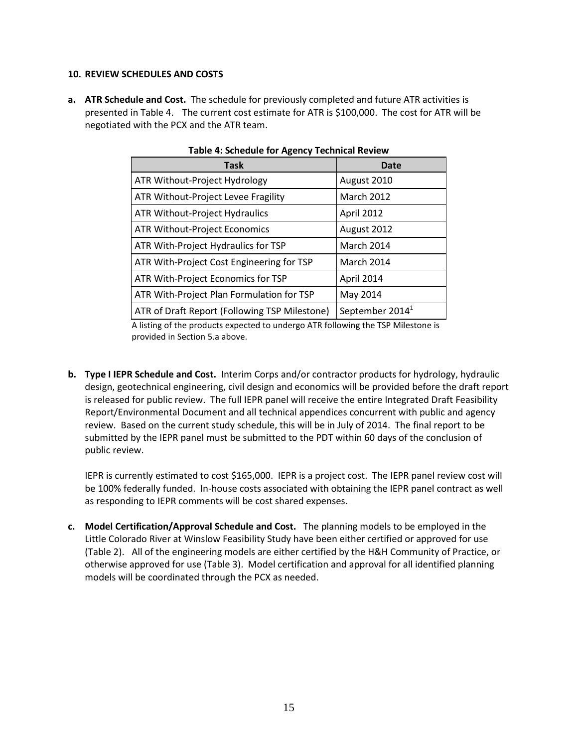## 10. REVIEW SCHEDULES AND COSTS

**a. ATR Schedule and Cost.** The schedule for previously completed and future ATR activities is presented in Table 4. The current cost estimate for ATR is $100,000. The cost for ATR will be negotiated with the PCX and the ATR team.

**Table 4: Schedule for Agency Technical Review**

| Task | Date |
|---|---|
| ATR Without-Project Hydrology | August 2010 |
| ATR Without-Project Levee Fragility | March 2012 |
| ATR Without-Project Hydraulics | April 2012 |
| ATR Without-Project Economics | August 2012 |
| ATR With-Project Hydraulics for TSP | March 2014 |
| ATR With-Project Cost Engineering for TSP | March 2014 |
| ATR With-Project Economics for TSP | April 2014 |
| ATR With-Project Plan Formulation for TSP | May 2014 |
| ATR of Draft Report (Following TSP Milestone) | September 2014[1] |

A listing of the products expected to undergo ATR following the TSP Milestone is provided in Section 5.a above.

**b. Type I IEPR Schedule and Cost.** Interim Corps and/or contractor products for hydrology, hydraulic design, geotechnical engineering, civil design and economics will be provided before the draft report is released for public review. The full IEPR panel will receive the entire Integrated Draft Feasibility Report/Environmental Document and all technical appendices concurrent with public and agency review. Based on the current study schedule, this will be in July of 2014. The final report to be submitted by the IEPR panel must be submitted to the PDT within 60 days of the conclusion of public review.

IEPR is currently estimated to cost $165,000. IEPR is a project cost. The IEPR panel review cost will be 100% federally funded. In-house costs associated with obtaining the IEPR panel contract as well as responding to IEPR comments will be cost shared expenses.

**c. Model Certification/Approval Schedule and Cost.** The planning models to be employed in the Little Colorado River at Winslow Feasibility Study have been either certified or approved for use (Table 2). All of the engineering models are either certified by the H&H Community of Practice, or otherwise approved for use (Table 3). Model certification and approval for all identified planning models will be coordinated through the PCX as needed.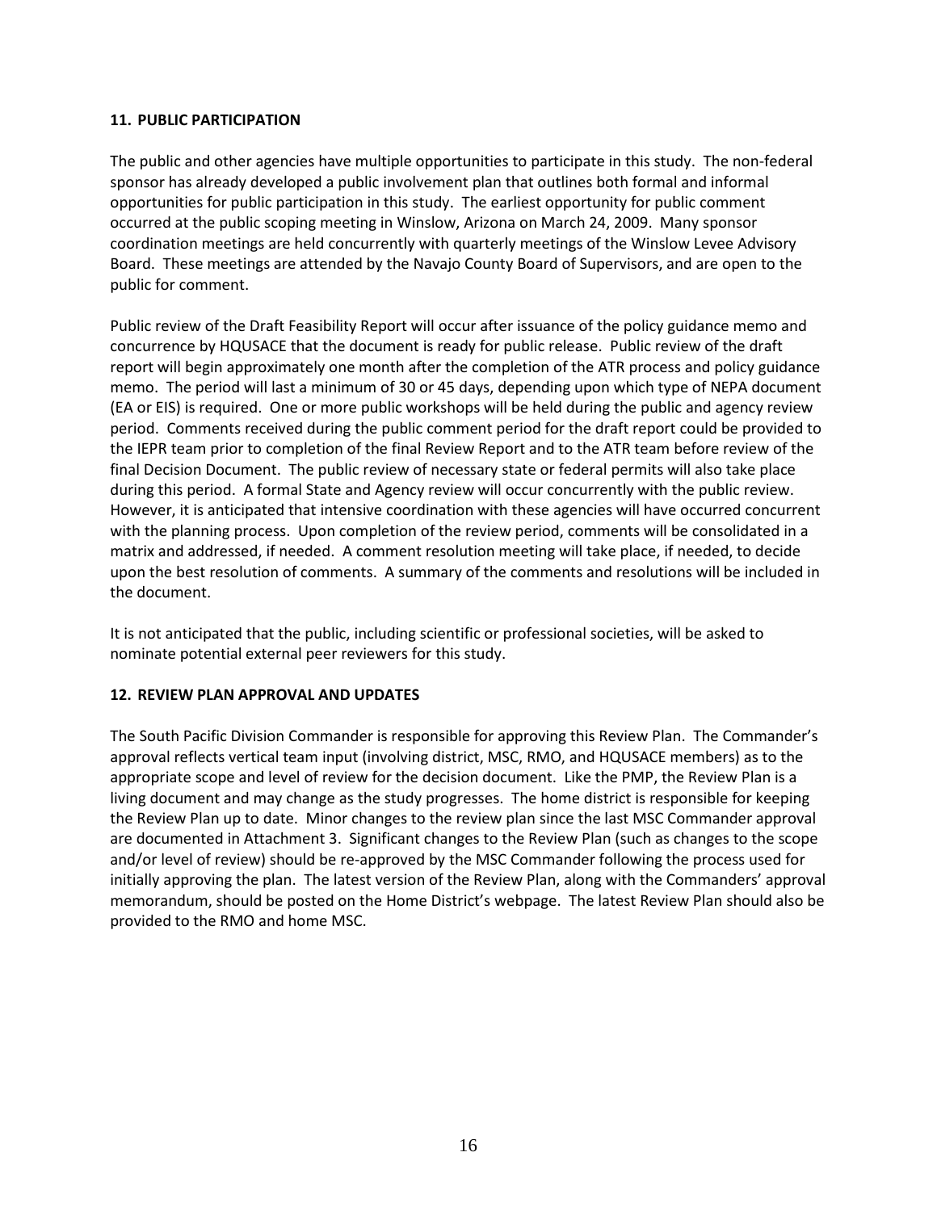**11. PUBLIC PARTICIPATION**

The public and other agencies have multiple opportunities to participate in this study. The non-federal sponsor has already developed a public involvement plan that outlines both formal and informal opportunities for public participation in this study. The earliest opportunity for public comment occurred at the public scoping meeting in Winslow, Arizona on March 24, 2009. Many sponsor coordination meetings are held concurrently with quarterly meetings of the Winslow Levee Advisory Board. These meetings are attended by the Navajo County Board of Supervisors, and are open to the public for comment.

Public review of the Draft Feasibility Report will occur after issuance of the policy guidance memo and concurrence by HQUSACE that the document is ready for public release. Public review of the draft report will begin approximately one month after the completion of the ATR process and policy guidance memo. The period will last a minimum of 30 or 45 days, depending upon which type of NEPA document (EA or EIS) is required. One or more public workshops will be held during the public and agency review period. Comments received during the public comment period for the draft report could be provided to the IEPR team prior to completion of the final Review Report and to the ATR team before review of the final Decision Document. The public review of necessary state or federal permits will also take place during this period. A formal State and Agency review will occur concurrently with the public review. However, it is anticipated that intensive coordination with these agencies will have occurred concurrent with the planning process. Upon completion of the review period, comments will be consolidated in a matrix and addressed, if needed. A comment resolution meeting will take place, if needed, to decide upon the best resolution of comments. A summary of the comments and resolutions will be included in the document.

It is not anticipated that the public, including scientific or professional societies, will be asked to nominate potential external peer reviewers for this study.

**12. REVIEW PLAN APPROVAL AND UPDATES**

The South Pacific Division Commander is responsible for approving this Review Plan. The Commander's approval reflects vertical team input (involving district, MSC, RMO, and HQUSACE members) as to the appropriate scope and level of review for the decision document. Like the PMP, the Review Plan is a living document and may change as the study progresses. The home district is responsible for keeping the Review Plan up to date. Minor changes to the review plan since the last MSC Commander approval are documented in Attachment 3. Significant changes to the Review Plan (such as changes to the scope and/or level of review) should be re-approved by the MSC Commander following the process used for initially approving the plan. The latest version of the Review Plan, along with the Commanders' approval memorandum, should be posted on the Home District's webpage. The latest Review Plan should also be provided to the RMO and home MSC.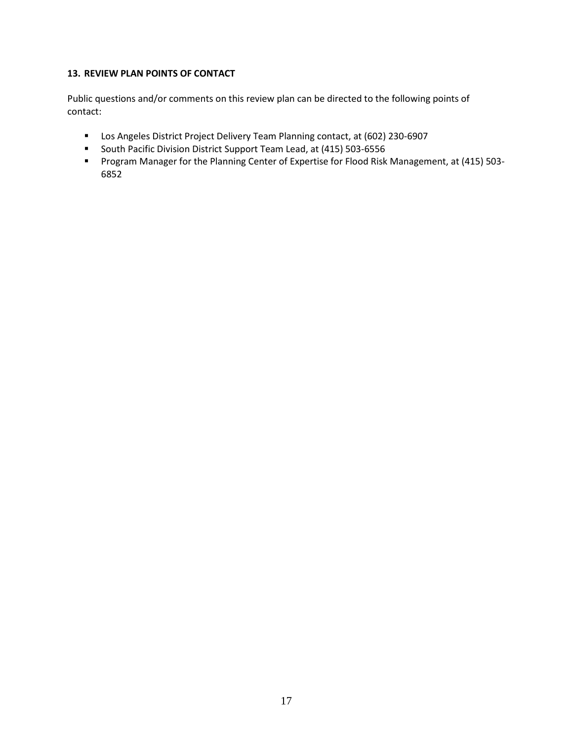## 13. REVIEW PLAN POINTS OF CONTACT

Public questions and/or comments on this review plan can be directed to the following points of contact:

- Los Angeles District Project Delivery Team Planning contact, at (602) 230-6907
- South Pacific Division District Support Team Lead, at (415) 503-6556
- Program Manager for the Planning Center of Expertise for Flood Risk Management, at (415) 503-6852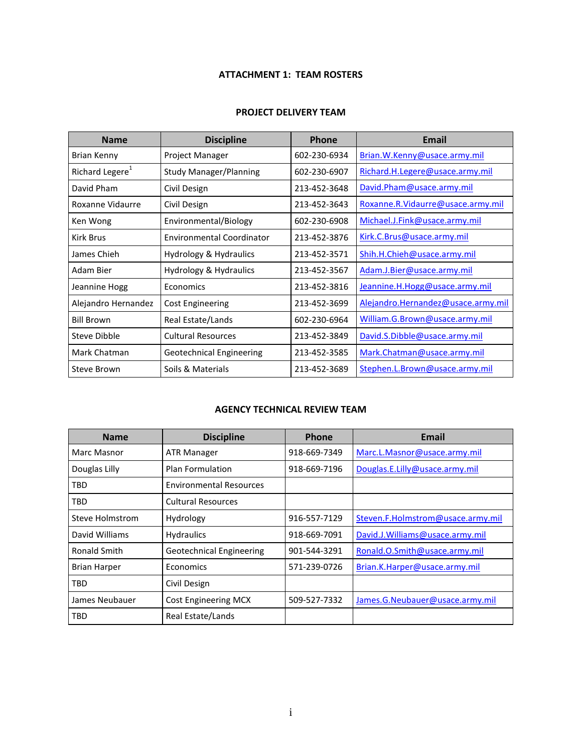# ATTACHMENT 1: TEAM ROSTERS

## PROJECT DELIVERY TEAM

| Name | Discipline | Phone | Email |
|---|---|---|---|
| Brian Kenny | Project Manager | 602-230-6934 | Brian.W.Kenny@usace.army.mil |
| Richard Legere[1] | Study Manager/Planning | 602-230-6907 | Richard.H.Legere@usace.army.mil |
| David Pham | Civil Design | 213-452-3648 | David.Pham@usace.army.mil |
| Roxanne Vidaurre | Civil Design | 213-452-3643 | Roxanne.R.Vidaurre@usace.army.mil |
| Ken Wong | Environmental/Biology | 602-230-6908 | Michael.J.Fink@usace.army.mil |
| Kirk Brus | Environmental Coordinator | 213-452-3876 | Kirk.C.Brus@usace.army.mil |
| James Chieh | Hydrology & Hydraulics | 213-452-3571 | Shih.H.Chieh@usace.army.mil |
| Adam Bier | Hydrology & Hydraulics | 213-452-3567 | Adam.J.Bier@usace.army.mil |
| Jeannine Hogg | Economics | 213-452-3816 | Jeannine.H.Hogg@usace.army.mil |
| Alejandro Hernandez | Cost Engineering | 213-452-3699 | Alejandro.Hernandez@usace.army.mil |
| Bill Brown | Real Estate/Lands | 602-230-6964 | William.G.Brown@usace.army.mil |
| Steve Dibble | Cultural Resources | 213-452-3849 | David.S.Dibble@usace.army.mil |
| Mark Chatman | Geotechnical Engineering | 213-452-3585 | Mark.Chatman@usace.army.mil |
| Steve Brown | Soils & Materials | 213-452-3689 | Stephen.L.Brown@usace.army.mil |

## AGENCY TECHNICAL REVIEW TEAM

| Name | Discipline | Phone | Email |
|---|---|---|---|
| Marc Masnor | ATR Manager | 918-669-7349 | Marc.L.Masnor@usace.army.mil |
| Douglas Lilly | Plan Formulation | 918-669-7196 | Douglas.E.Lilly@usace.army.mil |
| TBD | Environmental Resources | | |
| TBD | Cultural Resources | | |
| Steve Holmstrom | Hydrology | 916-557-7129 | Steven.F.Holmstrom@usace.army.mil |
| David Williams | Hydraulics | 918-669-7091 | David.J.Williams@usace.army.mil |
| Ronald Smith | Geotechnical Engineering | 901-544-3291 | Ronald.O.Smith@usace.army.mil |
| Brian Harper | Economics | 571-239-0726 | Brian.K.Harper@usace.army.mil |
| TBD | Civil Design | | |
| James Neubauer | Cost Engineering MCX | 509-527-7332 | James.G.Neubauer@usace.army.mil |
| TBD | Real Estate/Lands | | |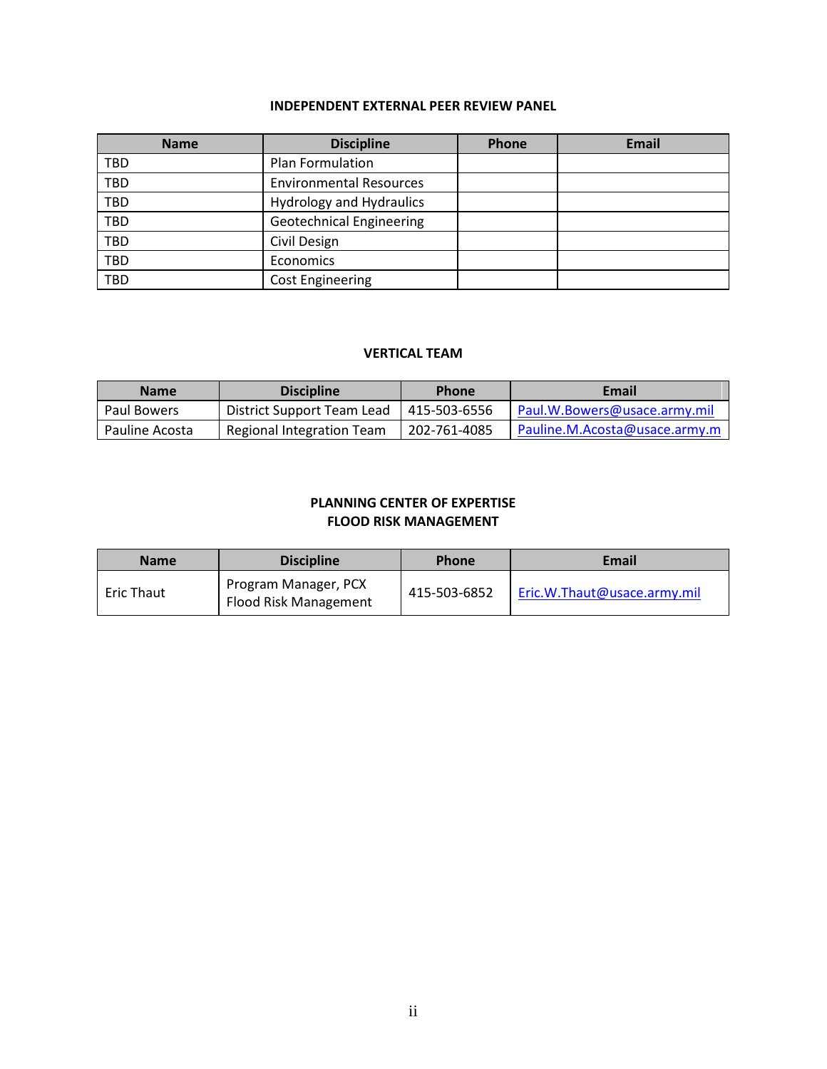## INDEPENDENT EXTERNAL PEER REVIEW PANEL

| Name | Discipline | Phone | Email |
|---|---|---|---|
| TBD | Plan Formulation | | |
| TBD | Environmental Resources | | |
| TBD | Hydrology and Hydraulics | | |
| TBD | Geotechnical Engineering | | |
| TBD | Civil Design | | |
| TBD | Economics | | |
| TBD | Cost Engineering | | |

## VERTICAL TEAM

| Name | Discipline | Phone | Email |
|---|---|---|---|
| Paul Bowers | District Support Team Lead | 415-503-6556 | Paul.W.Bowers@usace.army.mil |
| Pauline Acosta | Regional Integration Team | 202-761-4085 | Pauline.M.Acosta@usace.army.m |

## PLANNING CENTER OF EXPERTISE FLOOD RISK MANAGEMENT

| Name | Discipline | Phone | Email |
|---|---|---|---|
| Eric Thaut | Program Manager, PCX Flood Risk Management | 415-503-6852 | Eric.W.Thaut@usace.army.mil |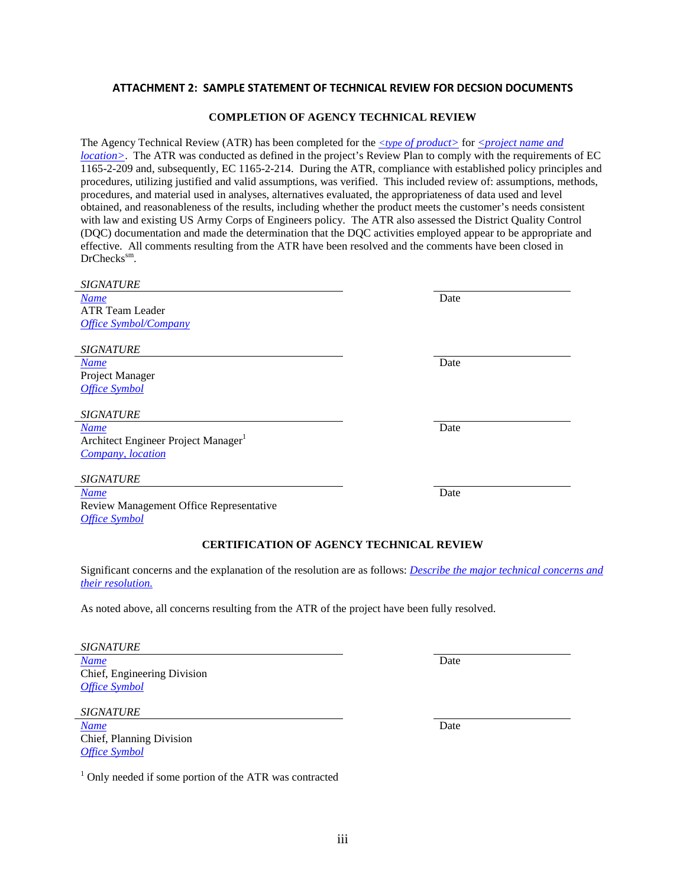## ATTACHMENT 2: SAMPLE STATEMENT OF TECHNICAL REVIEW FOR DECSION DOCUMENTS

### COMPLETION OF AGENCY TECHNICAL REVIEW

The Agency Technical Review (ATR) has been completed for the *<type of product>* for *<project name and location>*. The ATR was conducted as defined in the project's Review Plan to comply with the requirements of EC 1165-2-209 and, subsequently, EC 1165-2-214. During the ATR, compliance with established policy principles and procedures, utilizing justified and valid assumptions, was verified. This included review of: assumptions, methods, procedures, and material used in analyses, alternatives evaluated, the appropriateness of data used and level obtained, and reasonableness of the results, including whether the product meets the customer's needs consistent with law and existing US Army Corps of Engineers policy. The ATR also assessed the District Quality Control (DQC) documentation and made the determination that the DQC activities employed appear to be appropriate and effective. All comments resulting from the ATR have been resolved and the comments have been closed in DrChecks[sm].

*SIGNATURE*
*Name*
ATR Team Leader
*Office Symbol/Company*
Date

*SIGNATURE*
*Name*
Project Manager
*Office Symbol*
Date

*SIGNATURE*
*Name*
Architect Engineer Project Manager[1]
*Company, location*
Date

*SIGNATURE*
*Name*
Review Management Office Representative
*Office Symbol*
Date

### CERTIFICATION OF AGENCY TECHNICAL REVIEW

Significant concerns and the explanation of the resolution are as follows: *Describe the major technical concerns and their resolution.*

As noted above, all concerns resulting from the ATR of the project have been fully resolved.

*SIGNATURE*
*Name*
Chief, Engineering Division
*Office Symbol*
Date

*SIGNATURE*
*Name*
Chief, Planning Division
*Office Symbol*
Date

[1] Only needed if some portion of the ATR was contracted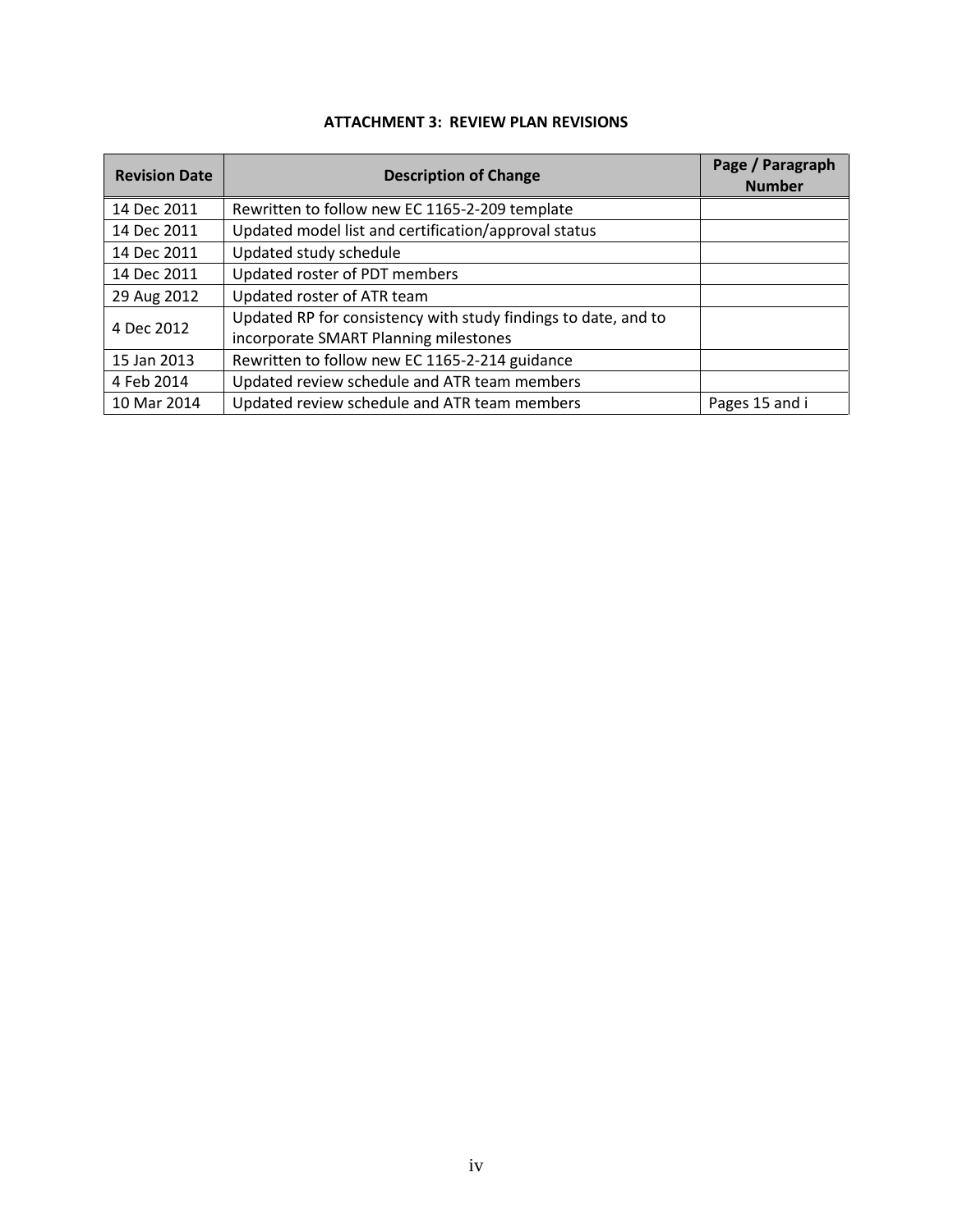### ATTACHMENT 3: REVIEW PLAN REVISIONS

| Revision Date | Description of Change | Page / Paragraph Number |
|---|---|---|
| 14 Dec 2011 | Rewritten to follow new EC 1165-2-209 template | |
| 14 Dec 2011 | Updated model list and certification/approval status | |
| 14 Dec 2011 | Updated study schedule | |
| 14 Dec 2011 | Updated roster of PDT members | |
| 29 Aug 2012 | Updated roster of ATR team | |
| 4 Dec 2012 | Updated RP for consistency with study findings to date, and to incorporate SMART Planning milestones | |
| 15 Jan 2013 | Rewritten to follow new EC 1165-2-214 guidance | |
| 4 Feb 2014 | Updated review schedule and ATR team members | |
| 10 Mar 2014 | Updated review schedule and ATR team members | Pages 15 and i |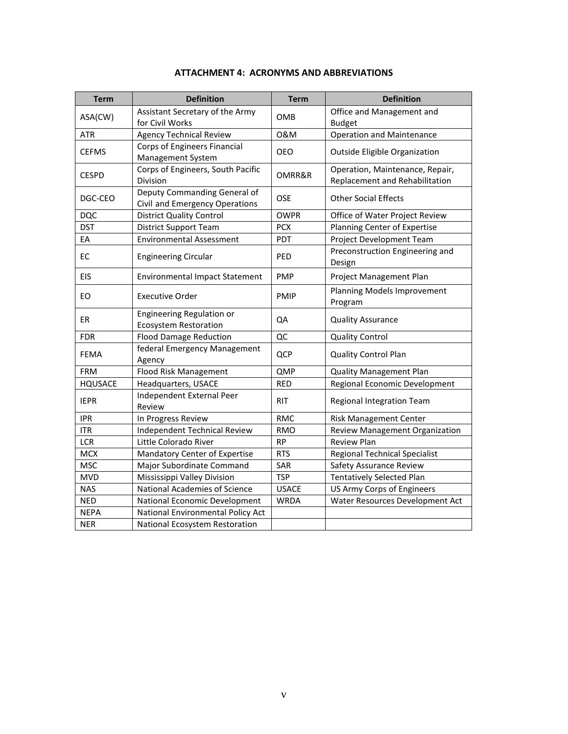## ATTACHMENT 4: ACRONYMS AND ABBREVIATIONS

| Term | Definition | Term | Definition |
|---|---|---|---|
| ASA(CW) | Assistant Secretary of the Army for Civil Works | OMB | Office and Management and Budget |
| ATR | Agency Technical Review | O&M | Operation and Maintenance |
| CEFMS | Corps of Engineers Financial Management System | OEO | Outside Eligible Organization |
| CESPD | Corps of Engineers, South Pacific Division | OMRR&R | Operation, Maintenance, Repair, Replacement and Rehabilitation |
| DGC-CEO | Deputy Commanding General of Civil and Emergency Operations | OSE | Other Social Effects |
| DQC | District Quality Control | OWPR | Office of Water Project Review |
| DST | District Support Team | PCX | Planning Center of Expertise |
| EA | Environmental Assessment | PDT | Project Development Team |
| EC | Engineering Circular | PED | Preconstruction Engineering and Design |
| EIS | Environmental Impact Statement | PMP | Project Management Plan |
| EO | Executive Order | PMIP | Planning Models Improvement Program |
| ER | Engineering Regulation or Ecosystem Restoration | QA | Quality Assurance |
| FDR | Flood Damage Reduction | QC | Quality Control |
| FEMA | federal Emergency Management Agency | QCP | Quality Control Plan |
| FRM | Flood Risk Management | QMP | Quality Management Plan |
| HQUSACE | Headquarters, USACE | RED | Regional Economic Development |
| IEPR | Independent External Peer Review | RIT | Regional Integration Team |
| IPR | In Progress Review | RMC | Risk Management Center |
| ITR | Independent Technical Review | RMO | Review Management Organization |
| LCR | Little Colorado River | RP | Review Plan |
| MCX | Mandatory Center of Expertise | RTS | Regional Technical Specialist |
| MSC | Major Subordinate Command | SAR | Safety Assurance Review |
| MVD | Mississippi Valley Division | TSP | Tentatively Selected Plan |
| NAS | National Academies of Science | USACE | US Army Corps of Engineers |
| NED | National Economic Development | WRDA | Water Resources Development Act |
| NEPA | National Environmental Policy Act | | |
| NER | National Ecosystem Restoration | | |